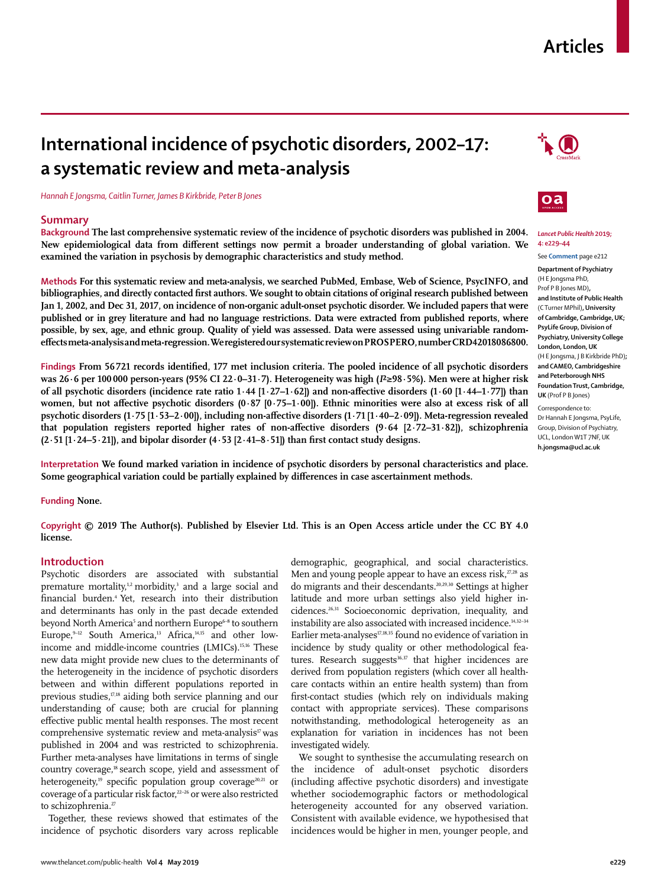# International incidence of psychotic disorders, 2002–17: a systematic review and meta-analysis

*Hannah E Jongsma, Caitlin Turner, James B Kirkbride, Peter B Jones*

*Lancet Public Health* 2019; 4: e229–44

See **Comment** page e212

**Department of Psychiatry** (H E Jongsma PhD, Prof P B Jones MD), **and Institute of Public Health** (C Turner MPhil), **University of Cambridge, Cambridge, UK; PsyLife Group, Division of Psychiatry, University College London, London, UK** (H E Jongsma, J B Kirkbride PhD)**; and CAMEO, Cambridgeshire and Peterborough NHS Foundation Trust, Cambridge, UK** (Prof P B Jones)

Correspondence to: Dr Hannah E Jongsma, PsyLife, Group, Division of Psychiatry, UCL, London W1T 7NF, UK **h.jongsma@ucl.ac.uk**

## Summary

**Background** The last comprehensive systematic review of the incidence of psychotic disorders was published in 2004. New epidemiological data from different settings now permit a broader understanding of global variation. We examined the variation in psychosis by demographic characteristics and study method.

**Methods** For this systematic review and meta-analysis, we searched PubMed, Embase, Web of Science, PsycINFO, and bibliographies, and directly contacted first authors. We sought to obtain citations of original research published between Jan 1, 2002, and Dec 31, 2017, on incidence of non-organic adult-onset psychotic disorder. We included papers that were published or in grey literature and had no language restrictions. Data were extracted from published reports, where possible, by sex, age, and ethnic group. Quality of yield was assessed. Data were assessed using univariable random-effects meta-analysis and meta-regression. We registered our systematic review on PROSPERO, number CRD42018086800.

**Findings** From 56 721 records identified, 177 met inclusion criteria. The pooled incidence of all psychotic disorders was 26·6 per 100 000 person-years (95% CI 22·0–31·7). Heterogeneity was high ($I^2$≥98·5%). Men were at higher risk of all psychotic disorders (incidence rate ratio 1·44 [1·27–1·62]) and non-affective disorders (1·60 [1·44–1·77]) than women, but not affective psychotic disorders (0·87 [0·75–1·00]). Ethnic minorities were also at excess risk of all psychotic disorders (1·75 [1·53–2·00]), including non-affective disorders (1·71 [1·40–2·09]). Meta-regression revealed that population registers reported higher rates of non-affective disorders (9·64 [2·72–31·82]), schizophrenia (2·51 [1·24–5·21]), and bipolar disorder (4·53 [2·41–8·51]) than first contact study designs.

**Interpretation** We found marked variation in incidence of psychotic disorders by personal characteristics and place. Some geographical variation could be partially explained by differences in case ascertainment methods.

**Funding** None.

**Copyright** © 2019 The Author(s). Published by Elsevier Ltd. This is an Open Access article under the CC BY 4.0 license.

## Introduction

Psychotic disorders are associated with substantial premature mortality,[1,2] morbidity,[3] and a large social and financial burden.[4] Yet, research into their distribution and determinants has only in the past decade extended beyond North America[5] and northern Europe[6–8] to southern Europe,[9–12] South America,[13] Africa,[14,15] and other low-income and middle-income countries (LMICs).[15,16] These new data might provide new clues to the determinants of the heterogeneity in the incidence of psychotic disorders between and within different populations reported in previous studies,[17,18] aiding both service planning and our understanding of cause; both are crucial for planning effective public mental health responses. The most recent comprehensive systematic review and meta-analysis[17] was published in 2004 and was restricted to schizophrenia. Further meta-analyses have limitations in terms of single country coverage,[18] search scope, yield and assessment of heterogeneity,[19] specific population group coverage[20,21] or coverage of a particular risk factor,[22–26] or were also restricted to schizophrenia.[27]

Together, these reviews showed that estimates of the incidence of psychotic disorders vary across replicable demographic, geographical, and social characteristics. Men and young people appear to have an excess risk,[27,28] as do migrants and their descendants.[20,29,30] Settings at higher latitude and more urban settings also yield higher incidences.[26,31] Socioeconomic deprivation, inequality, and instability are also associated with increased incidence.[14,32–34] Earlier meta-analyses[17,18,35] found no evidence of variation in incidence by study quality or other methodological features. Research suggests[36,37] that higher incidences are derived from population registers (which cover all health-care contacts within an entire health system) than from first-contact studies (which rely on individuals making contact with appropriate services). These comparisons notwithstanding, methodological heterogeneity as an explanation for variation in incidences has not been investigated widely.

We sought to synthesise the accumulating research on the incidence of adult-onset psychotic disorders (including affective psychotic disorders) and investigate whether sociodemographic factors or methodological heterogeneity accounted for any observed variation. Consistent with available evidence, we hypothesised that incidences would be higher in men, younger people, and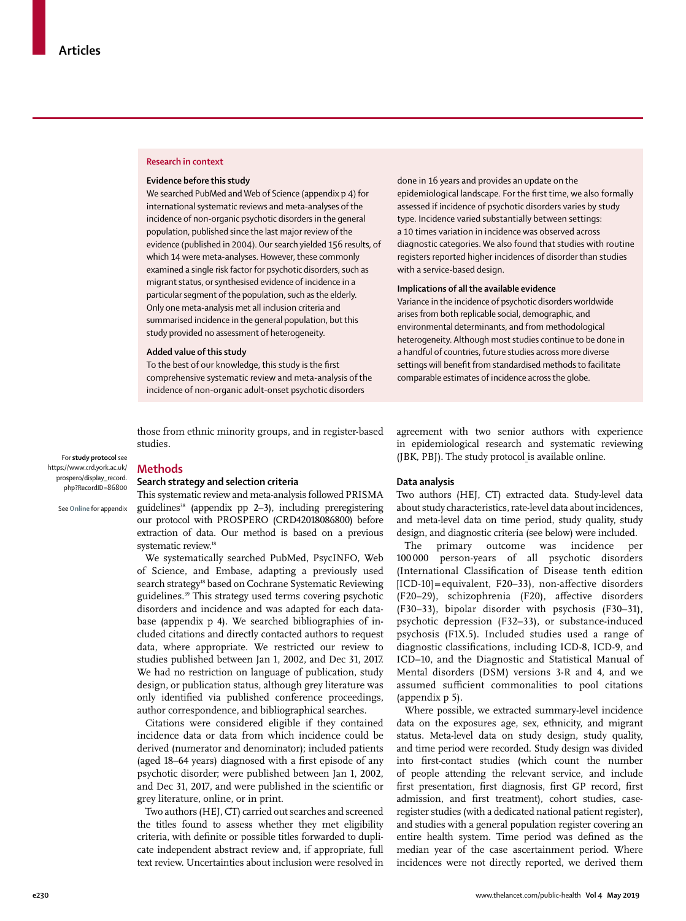## Research in context

### Evidence before this study

We searched PubMed and Web of Science (appendix p 4) for international systematic reviews and meta-analyses of the incidence of non-organic psychotic disorders in the general population, published since the last major review of the evidence (published in 2004). Our search yielded 156 results, of which 14 were meta-analyses. However, these commonly examined a single risk factor for psychotic disorders, such as migrant status, or synthesised evidence of incidence in a particular segment of the population, such as the elderly. Only one meta-analysis met all inclusion criteria and summarised incidence in the general population, but this study provided no assessment of heterogeneity.

### Added value of this study

To the best of our knowledge, this study is the first comprehensive systematic review and meta-analysis of the incidence of non-organic adult-onset psychotic disorders done in 16 years and provides an update on the epidemiological landscape. For the first time, we also formally assessed if incidence of psychotic disorders varies by study type. Incidence varied substantially between settings: a 10 times variation in incidence was observed across diagnostic categories. We also found that studies with routine registers reported higher incidences of disorder than studies with a service-based design.

### Implications of all the available evidence

Variance in the incidence of psychotic disorders worldwide arises from both replicable social, demographic, and environmental determinants, and from methodological heterogeneity. Although most studies continue to be done in a handful of countries, future studies across more diverse settings will benefit from standardised methods to facilitate comparable estimates of incidence across the globe.

those from ethnic minority groups, and in register-based studies.

For **study protocol** see https://www.crd.york.ac.uk/prospero/display_record.php?RecordID=86800

See **Online** for appendix

## Methods

### Search strategy and selection criteria

This systematic review and meta-analysis followed PRISMA guidelines[38] (appendix pp 2–3), including preregistering our protocol with PROSPERO (CRD42018086800) before extraction of data. Our method is based on a previous systematic review.[18]

We systematically searched PubMed, PsycINFO, Web of Science, and Embase, adapting a previously used search strategy[18] based on Cochrane Systematic Reviewing guidelines.[39] This strategy used terms covering psychotic disorders and incidence and was adapted for each database (appendix p 4). We searched bibliographies of included citations and directly contacted authors to request data, where appropriate. We restricted our review to studies published between Jan 1, 2002, and Dec 31, 2017. We had no restriction on language of publication, study design, or publication status, although grey literature was only identified via published conference proceedings, author correspondence, and bibliographical searches.

Citations were considered eligible if they contained incidence data or data from which incidence could be derived (numerator and denominator); included patients (aged 18–64 years) diagnosed with a first episode of any psychotic disorder; were published between Jan 1, 2002, and Dec 31, 2017, and were published in the scientific or grey literature, online, or in print.

Two authors (HEJ, CT) carried out searches and screened the titles found to assess whether they met eligibility criteria, with definite or possible titles forwarded to duplicate independent abstract review and, if appropriate, full text review. Uncertainties about inclusion were resolved in agreement with two senior authors with experience in epidemiological research and systematic reviewing (JBK, PBJ). The study protocol is available online.

### Data analysis

Two authors (HEJ, CT) extracted data. Study-level data about study characteristics, rate-level data about incidences, and meta-level data on time period, study quality, study design, and diagnostic criteria (see below) were included.

The primary outcome was incidence per 100 000 person-years of all psychotic disorders (International Classification of Disease tenth edition [ICD-10] = equivalent, F20–33), non-affective disorders (F20–29), schizophrenia (F20), affective disorders (F30–33), bipolar disorder with psychosis (F30–31), psychotic depression (F32–33), or substance-induced psychosis (F1X.5). Included studies used a range of diagnostic classifications, including ICD-8, ICD-9, and ICD–10, and the Diagnostic and Statistical Manual of Mental disorders (DSM) versions 3-R and 4, and we assumed sufficient commonalities to pool citations (appendix p 5).

Where possible, we extracted summary-level incidence data on the exposures age, sex, ethnicity, and migrant status. Meta-level data on study design, study quality, and time period were recorded. Study design was divided into first-contact studies (which count the number of people attending the relevant service, and include first presentation, first diagnosis, first GP record, first admission, and first treatment), cohort studies, case-register studies (with a dedicated national patient register), and studies with a general population register covering an entire health system. Time period was defined as the median year of the case ascertainment period. Where incidences were not directly reported, we derived them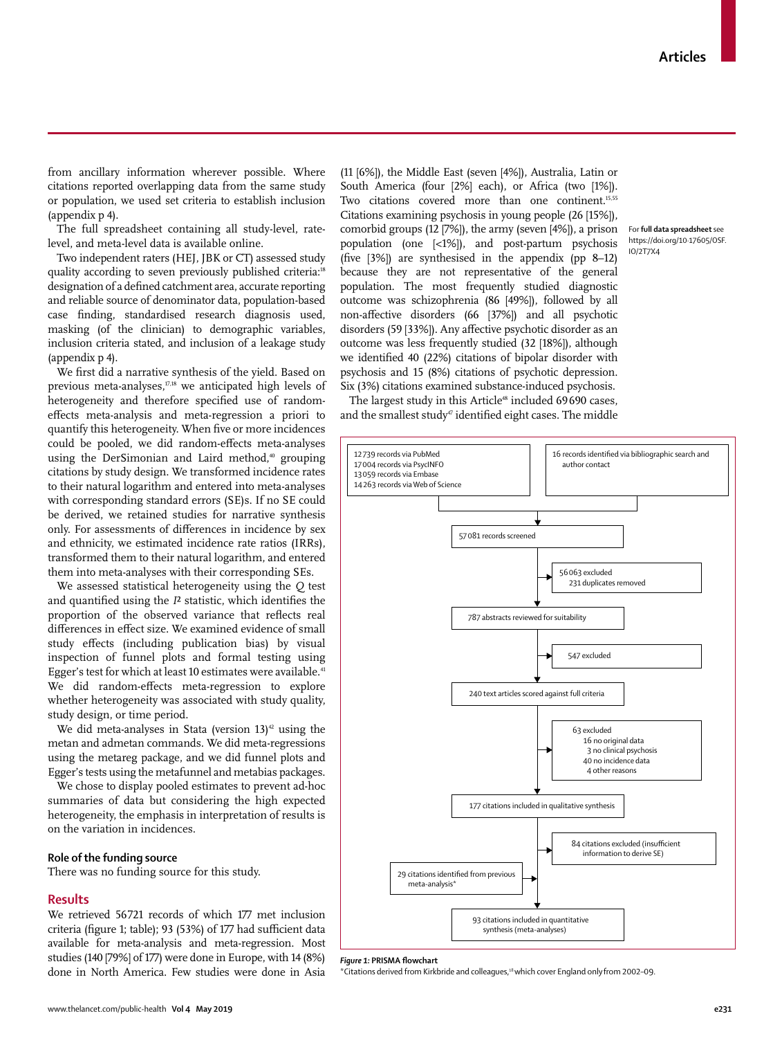from ancillary information wherever possible. Where citations reported overlapping data from the same study or population, we used set criteria to establish inclusion (appendix p 4).

The full spreadsheet containing all study-level, rate-level, and meta-level data is available online.

For **full data spreadsheet** see https://doi.org/10·17605/OSF.IO/2T7X4

Two independent raters (HEJ, JBK or CT) assessed study quality according to seven previously published criteria:[18] designation of a defined catchment area, accurate reporting and reliable source of denominator data, population-based case finding, standardised research diagnosis used, masking (of the clinician) to demographic variables, inclusion criteria stated, and inclusion of a leakage study (appendix p 4).

We first did a narrative synthesis of the yield. Based on previous meta-analyses,[17,18] we anticipated high levels of heterogeneity and therefore specified use of random-effects meta-analysis and meta-regression a priori to quantify this heterogeneity. When five or more incidences could be pooled, we did random-effects meta-analyses using the DerSimonian and Laird method,[40] grouping citations by study design. We transformed incidence rates to their natural logarithm and entered into meta-analyses with corresponding standard errors (SE)s. If no SE could be derived, we retained studies for narrative synthesis only. For assessments of differences in incidence by sex and ethnicity, we estimated incidence rate ratios (IRRs), transformed them to their natural logarithm, and entered them into meta-analyses with their corresponding SEs.

We assessed statistical heterogeneity using the *Q* test and quantified using the $I^2$ statistic, which identifies the proportion of the observed variance that reflects real differences in effect size. We examined evidence of small study effects (including publication bias) by visual inspection of funnel plots and formal testing using Egger's test for which at least 10 estimates were available.[41] We did random-effects meta-regression to explore whether heterogeneity was associated with study quality, study design, or time period.

We did meta-analyses in Stata (version 13)[42] using the metan and admetan commands. We did meta-regressions using the metareg package, and we did funnel plots and Egger's tests using the metafunnel and metabias packages.

We chose to display pooled estimates to prevent ad-hoc summaries of data but considering the high expected heterogeneity, the emphasis in interpretation of results is on the variation in incidences.

### Role of the funding source

There was no funding source for this study.

## Results

We retrieved 56 721 records of which 177 met inclusion criteria (figure 1; table); 93 (53%) of 177 had sufficient data available for meta-analysis and meta-regression. Most studies (140 [79%] of 177) were done in Europe, with 14 (8%) done in North America. Few studies were done in Asia (11 [6%]), the Middle East (seven [4%]), Australia, Latin or South America (four [2%] each), or Africa (two [1%]). Two citations covered more than one continent.[15,55] Citations examining psychosis in young people (26 [15%]), comorbid groups (12 [7%]), the army (seven [4%]), a prison population (one [<1%]), and post-partum psychosis (five [3%]) are synthesised in the appendix (pp 8–12) because they are not representative of the general population. The most frequently studied diagnostic outcome was schizophrenia (86 [49%]), followed by all non-affective disorders (66 [37%]) and all psychotic disorders (59 [33%]). Any affective psychotic disorder as an outcome was less frequently studied (32 [18%]), although we identified 40 (22%) citations of bipolar disorder with psychosis and 15 (8%) citations of psychotic depression. Six (3%) citations examined substance-induced psychosis.

The largest study in this Article[48] included 69 690 cases, and the smallest study[47] identified eight cases. The middle

12 739 records via PubMed
17 004 records via PsycINFO
13 059 records via Embase
14 263 records via Web of Science

16 records identified via bibliographic search and author contact

57 081 records screened

56 063 excluded
231 duplicates removed

787 abstracts reviewed for suitability

547 excluded

240 text articles scored against full criteria

63 excluded
16 no original data
3 no clinical psychosis
40 no incidence data
4 other reasons

177 citations included in qualitative synthesis

84 citations excluded (insufficient information to derive SE)

29 citations identified from previous meta-analysis*

93 citations included in quantitative synthesis (meta-analyses)

*Figure 1:* **PRISMA flowchart**
*Citations derived from Kirkbride and colleagues,[18] which cover England only from 2002–09.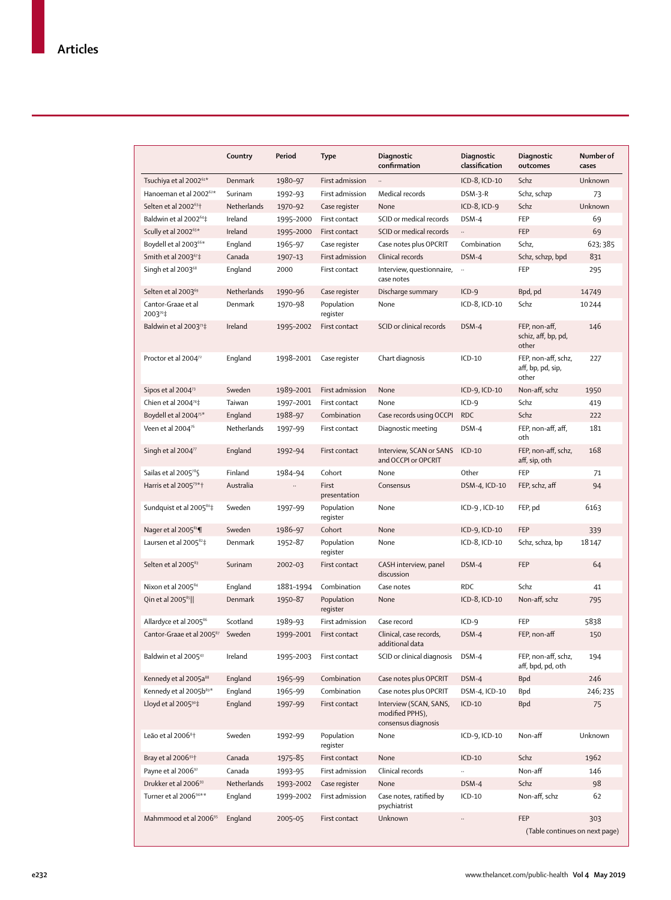| | Country | Period | Type | Diagnostic confirmation | Diagnostic classification | Diagnostic outcomes | Number of cases |
|---|---|---|---|---|---|---|---|
| Tsuchiya et al 2002[61]* | Denmark | 1980–97 | First admission | .. | ICD-8, ICD-10 | Schz | Unknown |
| Hanoeman et al 2002[62]* | Surinam | 1992–93 | First admission | Medical records | DSM-3-R | Schz, schzp | 73 |
| Selten et al 2002[63]† | Netherlands | 1970–92 | Case register | None | ICD-8, ICD-9 | Schz | Unknown |
| Baldwin et al 2002[64]‡ | Ireland | 1995–2000 | First contact | SCID or medical records | DSM-4 | FEP | 69 |
| Scully et al 2002[65]* | Ireland | 1995–2000 | First contact | SCID or medical records | .. | FEP | 69 |
| Boydell et al 2003[66]* | England | 1965–97 | Case register | Case notes plus OPCRIT | Combination | Schz, | 623; 385 |
| Smith et al 2003[67]‡ | Canada | 1907–13 | First admission | Clinical records | DSM-4 | Schz, schzp, bpd | 831 |
| Singh et al 2003[68] | England | 2000 | First contact | Interview, questionnaire, case notes | .. | FEP | 295 |
| Selten et al 2003[69] | Netherlands | 1990–96 | Case register | Discharge summary | ICD-9 | Bpd, pd | 14749 |
| Cantor-Graae et al 2003[70]‡ | Denmark | 1970–98 | Population register | None | ICD-8, ICD-10 | Schz | 10244 |
| Baldwin et al 2003[71]‡ | Ireland | 1995–2002 | First contact | SCID or clinical records | DSM-4 | FEP, non-aff, schiz, aff, bp, pd, other | 146 |
| Proctor et al 2004[72] | England | 1998–2001 | Case register | Chart diagnosis | ICD-10 | FEP, non-aff, schz, aff, bp, pd, sip, other | 227 |
| Sipos et al 2004[73] | Sweden | 1989–2001 | First admission | None | ICD-9, ICD-10 | Non-aff, schz | 1950 |
| Chien et al 2004[74]‡ | Taiwan | 1997–2001 | First contact | None | ICD-9 | Schz | 419 |
| Boydell et al 2004[75]* | England | 1988–97 | Combination | Case records using OCCPI | RDC | Schz | 222 |
| Veen et al 2004[76] | Netherlands | 1997–99 | First contact | Diagnostic meeting | DSM-4 | FEP, non-aff, aff, oth | 181 |
| Singh et al 2004[77] | England | 1992–94 | First contact | Interview, SCAN or SANS and OCCPI or OPCRIT | ICD-10 | FEP, non-aff, schz, aff, sip, oth | 168 |
| Sailas et al 2005[78]§ | Finland | 1984–94 | Cohort | None | Other | FEP | 71 |
| Harris et al 2005[79]*† | Australia | .. | First presentation | Consensus | DSM-4, ICD-10 | FEP, schz, aff | 94 |
| Sundquist et al 2005[80]‡ | Sweden | 1997–99 | Population register | None | ICD-9 , ICD-10 | FEP, pd | 6163 |
| Nager et al 2005[81]¶ | Sweden | 1986–97 | Cohort | None | ICD-9, ICD-10 | FEP | 339 |
| Laursen et al 2005[82]‡ | Denmark | 1952–87 | Population register | None | ICD-8, ICD-10 | Schz, schza, bp | 18147 |
| Selten et al 2005[83] | Surinam | 2002–03 | First contact | CASH interview, panel discussion | DSM-4 | FEP | 64 |
| Nixon et al 2005[84] | England | 1881–1994 | Combination | Case notes | RDC | Schz | 41 |
| Qin et al 2005[85]‖ | Denmark | 1950–87 | Population register | None | ICD-8, ICD-10 | Non-aff, schz | 795 |
| Allardyce et al 2005[86] | Scotland | 1989–93 | First admission | Case record | ICD-9 | FEP | 5838 |
| Cantor-Graae et al 2005[87] | Sweden | 1999–2001 | First contact | Clinical, case records, additional data | DSM-4 | FEP, non-aff | 150 |
| Baldwin et al 2005[43] | Ireland | 1995–2003 | First contact | SCID or clinical diagnosis | DSM-4 | FEP, non-aff, schz, aff, bpd, pd, oth | 194 |
| Kennedy et al 2005a[88] | England | 1965–99 | Combination | Case notes plus OPCRIT | DSM-4 | Bpd | 246 |
| Kennedy et al 2005b[89]* | England | 1965–99 | Combination | Case notes plus OPCRIT | DSM-4, ICD-10 | Bpd | 246; 235 |
| Lloyd et al 2005[90]‡ | England | 1997–99 | First contact | Interview (SCAN, SANS, modified PPHS), consensus diagnosis | ICD-10 | Bpd | 75 |
| Leão et al 2006[8]† | Sweden | 1992–99 | Population register | None | ICD-9, ICD-10 | Non-aff | Unknown |
| Bray et al 2006[91]† | Canada | 1975–85 | First contact | None | ICD-10 | Schz | 1962 |
| Payne et al 2006[92] | Canada | 1993–95 | First admission | Clinical records | .. | Non-aff | 146 |
| Drukker et al 2006[93] | Netherlands | 1993–2002 | Case register | None | DSM-4 | Schz | 98 |
| Turner et al 2006[94]** | England | 1999–2002 | First admission | Case notes, ratified by psychiatrist | ICD-10 | Non-aff, schz | 62 |
| Mahmmood et al 2006[95] | England | 2005–05 | First contact | Unknown | .. | FEP | 303 |

(Table continues on next page)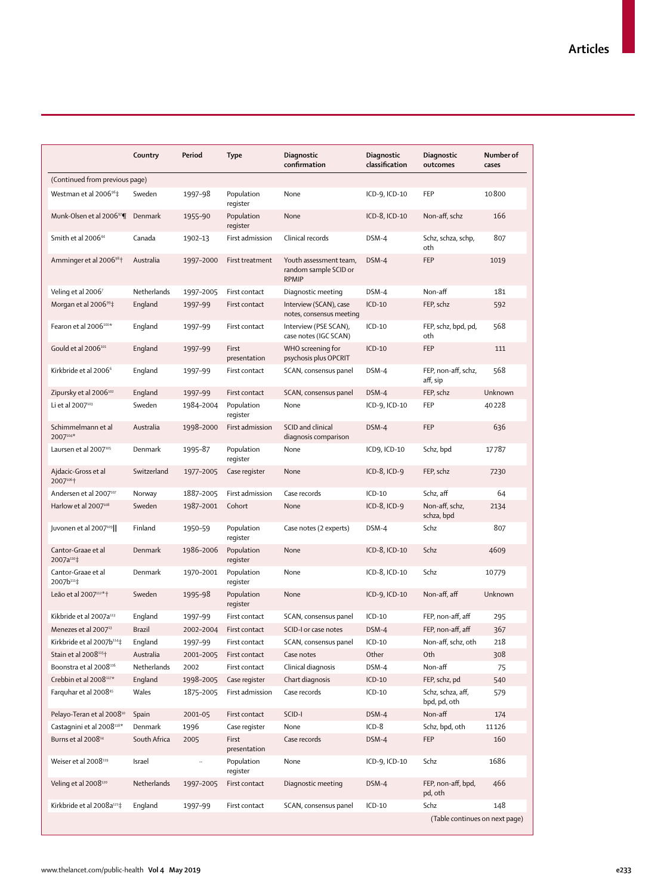| | Country | Period | Type | Diagnostic confirmation | Diagnostic classification | Diagnostic outcomes | Number of cases |
|---|---|---|---|---|---|---|---|
| (Continued from previous page) | | | | | | | |
| Westman et al 2006[96]‡ | Sweden | 1997–98 | Population register | None | ICD-9, ICD-10 | FEP | 10 800 |
| Munk-Olsen et al 2006[97]¶ | Denmark | 1955–90 | Population register | None | ICD-8, ICD-10 | Non-aff, schz | 166 |
| Smith et al 2006[44] | Canada | 1902–13 | First admission | Clinical records | DSM-4 | Schz, schza, schp, oth | 807 |
| Amminger et al 2006[98]† | Australia | 1997–2000 | First treatment | Youth assessment team, random sample SCID or RPMIP | DSM-4 | FEP | 1019 |
| Veling et al 2006[7] | Netherlands | 1997–2005 | First contact | Diagnostic meeting | DSM-4 | Non-aff | 181 |
| Morgan et al 2006[99]‡ | England | 1997–99 | First contact | Interview (SCAN), case notes, consensus meeting | ICD-10 | FEP, schz | 592 |
| Fearon et al 2006[100]* | England | 1997–99 | First contact | Interview (PSE SCAN), case notes (IGC SCAN) | ICD-10 | FEP, schz, bpd, pd, oth | 568 |
| Gould et al 2006[101] | England | 1997–99 | First presentation | WHO screening for psychosis plus OPCRIT | ICD-10 | FEP | 111 |
| Kirkbride et al 2006[6] | England | 1997–99 | First contact | SCAN, consensus panel | DSM-4 | FEP, non-aff, schz, aff, sip | 568 |
| Zipursky et al 2006[102] | England | 1997–99 | First contact | SCAN, consensus panel | DSM-4 | FEP, schz | Unknown |
| Li et al 2007[103] | Sweden | 1984–2004 | Population register | None | ICD-9, ICD-10 | FEP | 40 228 |
| Schimmelmann et al 2007[104]* | Australia | 1998–2000 | First admission | SCID and clinical diagnosis comparison | DSM-4 | FEP | 636 |
| Laursen et al 2007[105] | Denmark | 1995–87 | Population register | None | ICD9, ICD-10 | Schz, bpd | 17 787 |
| Ajdacic-Gross et al 2007[106]† | Switzerland | 1977–2005 | Case register | None | ICD-8, ICD-9 | FEP, schz | 7230 |
| Andersen et al 2007[107] | Norway | 1887–2005 | First admission | Case records | ICD-10 | Schz, aff | 64 |
| Harlow et al 2007[108] | Sweden | 1987–2001 | Cohort | None | ICD-8, ICD-9 | Non-aff, schz, schza, bpd | 2134 |
| Juvonen et al 2007[109]‖ | Finland | 1950–59 | Population register | Case notes (2 experts) | DSM-4 | Schz | 807 |
| Cantor-Graae et al 2007a[110]‡ | Denmark | 1986–2006 | Population register | None | ICD-8, ICD-10 | Schz | 4609 |
| Cantor-Graae et al 2007b[111]‡ | Denmark | 1970–2001 | Population register | None | ICD-8, ICD-10 | Schz | 10 779 |
| Leão et al 2007[112]*† | Sweden | 1995–98 | Population register | None | ICD-9, ICD-10 | Non-aff, aff | Unknown |
| Kikbride et al 2007a[113] | England | 1997–99 | First contact | SCAN, consensus panel | ICD-10 | FEP, non-aff, aff | 295 |
| Menezes et al 2007[13] | Brazil | 2002–2004 | First contact | SCID-I or case notes | DSM-4 | FEP, non-aff, aff | 367 |
| Kirkbride et al 2007b[114]‡ | England | 1997–99 | First contact | SCAN, consensus panel | ICD-10 | Non-aff, schz, oth | 218 |
| Stain et al 2008[115]† | Australia | 2001–2005 | First contact | Case notes | Other | Oth | 308 |
| Boonstra et al 2008[116] | Netherlands | 2002 | First contact | Clinical diagnosis | DSM-4 | Non-aff | 75 |
| Crebbin et al 2008[117]* | England | 1998–2005 | Case register | Chart diagnosis | ICD-10 | FEP, schz, pd | 540 |
| Farquhar et al 2008[45] | Wales | 1875–2005 | First admission | Case records | ICD-10 | Schz, schza, aff, bpd, pd, oth | 579 |
| Pelayo-Teran et al 2008[10] | Spain | 2001–05 | First contact | SCID-I | DSM-4 | Non-aff | 174 |
| Castagnini et al 2008[118]* | Denmark | 1996 | Case register | None | ICD-8 | Schz, bpd, oth | 11 126 |
| Burns et al 2008[14] | South Africa | 2005 | First presentation | Case records | DSM-4 | FEP | 160 |
| Weiser et al 2008[119] | Israel | .. | Population register | None | ICD-9, ICD-10 | Schz | 1686 |
| Veling et al 2008[120] | Netherlands | 1997–2005 | First contact | Diagnostic meeting | DSM-4 | FEP, non-aff, bpd, pd, oth | 466 |
| Kirkbride et al 2008a[121]‡ | England | 1997–99 | First contact | SCAN, consensus panel | ICD-10 | Schz | 148 |
| | | | | | | (Table continues on next page) | |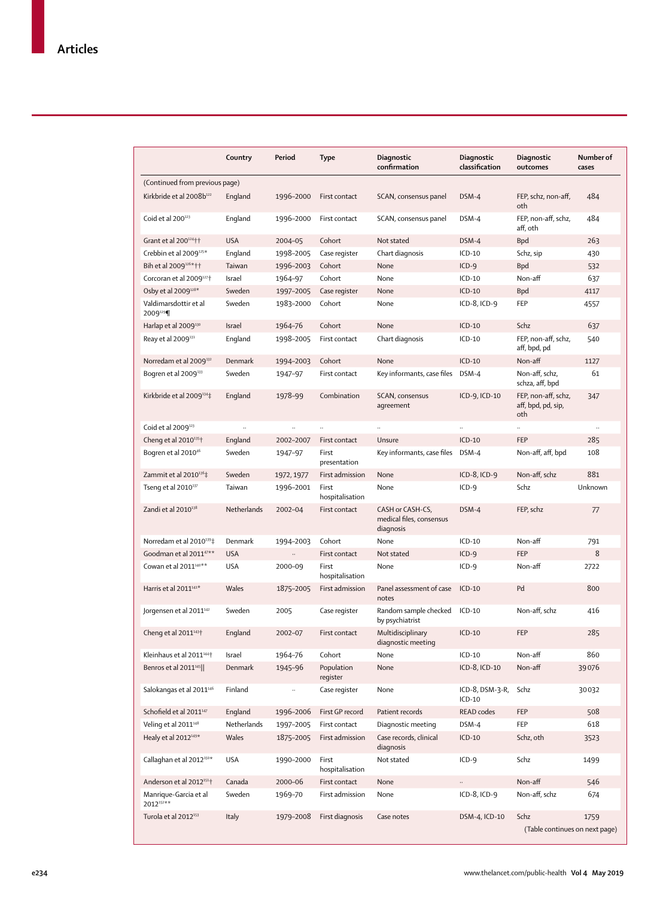| | Country | Period | Type | Diagnostic confirmation | Diagnostic classification | Diagnostic outcomes | Number of cases |
|---|---|---|---|---|---|---|---|
| (Continued from previous page) | | | | | | | |
| Kirkbride et al 2008b[122] | England | 1996–2000 | First contact | SCAN, consensus panel | DSM-4 | FEP, schz, non-aff, oth | 484 |
| Coid et al 200[123] | England | 1996–2000 | First contact | SCAN, consensus panel | DSM-4 | FEP, non-aff, schz, aff, oth | 484 |
| Grant et al 200[124]†† | USA | 2004–05 | Cohort | Not stated | DSM-4 | Bpd | 263 |
| Crebbin et al 2009[125]* | England | 1998–2005 | Case register | Chart diagnosis | ICD-10 | Schz, sip | 430 |
| Bih et al 2009[126]*†† | Taiwan | 1996–2003 | Cohort | None | ICD-9 | Bpd | 532 |
| Corcoran et al 2009[127]† | Israel | 1964–97 | Cohort | None | ICD-10 | Non-aff | 637 |
| Osby et al 2009[128]* | Sweden | 1997–2005 | Case register | None | ICD-10 | Bpd | 4117 |
| Valdimarsdottir et al 2009[129]¶ | Sweden | 1983–2000 | Cohort | None | ICD-8, ICD-9 | FEP | 4557 |
| Harlap et al 2009[130] | Israel | 1964–76 | Cohort | None | ICD-10 | Schz | 637 |
| Reay et al 2009[131] | England | 1998–2005 | First contact | Chart diagnosis | ICD-10 | FEP, non-aff, schz, aff, bpd, pd | 540 |
| Norredam et al 2009[132] | Denmark | 1994–2003 | Cohort | None | ICD-10 | Non-aff | 1127 |
| Bogren et al 2009[133] | Sweden | 1947–97 | First contact | Key informants, case files | DSM-4 | Non-aff, schz, schza, aff, bpd | 61 |
| Kirkbride et al 2009[134]‡ | England | 1978–99 | Combination | SCAN, consensus agreement | ICD-9, ICD-10 | FEP, non-aff, schz, aff, bpd, pd, sip, oth | 347 |
| Coid et al 2009[123] | .. | .. | .. | .. | .. | .. | .. |
| Cheng et al 2010[135]† | England | 2002–2007 | First contact | Unsure | ICD-10 | FEP | 285 |
| Bogren et al 2010[46] | Sweden | 1947–97 | First presentation | Key informants, case files | DSM-4 | Non-aff, aff, bpd | 108 |
| Zammit et al 2010[136]‡ | Sweden | 1972, 1977 | First admission | None | ICD-8, ICD-9 | Non-aff, schz | 881 |
| Tseng et al 2010[137] | Taiwan | 1996–2001 | First hospitalisation | None | ICD-9 | Schz | Unknown |
| Zandi et al 2010[138] | Netherlands | 2002–04 | First contact | CASH or CASH-CS, medical files, consensus diagnosis | DSM-4 | FEP, schz | 77 |
| Norredam et al 2010[139]‡ | Denmark | 1994–2003 | Cohort | None | ICD-10 | Non-aff | 791 |
| Goodman et al 2011[47]** | USA | .. | First contact | Not stated | ICD-9 | FEP | 8 |
| Cowan et al 2011[140]** | USA | 2000–09 | First hospitalisation | None | ICD-9 | Non-aff | 2722 |
| Harris et al 2011[141]* | Wales | 1875–2005 | First admission | Panel assessment of case notes | ICD-10 | Pd | 800 |
| Jorgensen et al 2011[142] | Sweden | 2005 | Case register | Random sample checked by psychiatrist | ICD-10 | Non-aff, schz | 416 |
| Cheng et al 2011[143]† | England | 2002–07 | First contact | Multidisciplinary diagnostic meeting | ICD-10 | FEP | 285 |
| Kleinhaus et al 2011[144]† | Israel | 1964–76 | Cohort | None | ICD-10 | Non-aff | 860 |
| Benros et al 2011[145]\|\| | Denmark | 1945–96 | Population register | None | ICD-8, ICD-10 | Non-aff | 39 076 |
| Salokangas et al 2011[146] | Finland | .. | Case register | None | ICD-8, DSM-3-R, ICD-10 | Schz | 30 032 |
| Schofield et al 2011[147] | England | 1996–2006 | First GP record | Patient records | READ codes | FEP | 508 |
| Veling et al 2011[148] | Netherlands | 1997–2005 | First contact | Diagnostic meeting | DSM-4 | FEP | 618 |
| Healy et al 2012[149]* | Wales | 1875–2005 | First admission | Case records, clinical diagnosis | ICD-10 | Schz, oth | 3523 |
| Callaghan et al 2012[150]* | USA | 1990–2000 | First hospitalisation | Not stated | ICD-9 | Schz | 1499 |
| Anderson et al 2012[151]† | Canada | 2000–06 | First contact | None | .. | Non-aff | 546 |
| Manrique-Garcia et al 2012[152]** | Sweden | 1969–70 | First admission | None | ICD-8, ICD-9 | Non-aff, schz | 674 |
| Turola et al 2012[153] | Italy | 1979–2008 | First diagnosis | Case notes | DSM-4, ICD-10 | Schz | 1759 |

(Table continues on next page)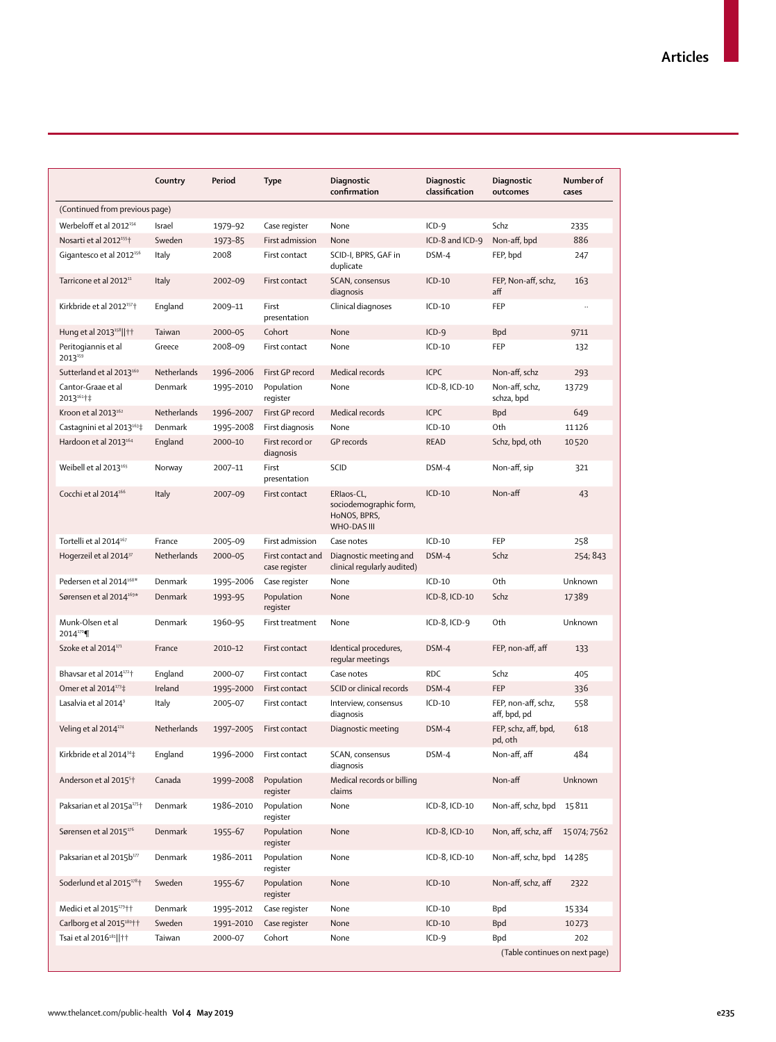| | Country | Period | Type | Diagnostic confirmation | Diagnostic classification | Diagnostic outcomes | Number of cases |
|---|---|---|---|---|---|---|---|
| (Continued from previous page) | | | | | | | |
| Werbeloff et al 2012[154] | Israel | 1979–92 | Case register | None | ICD-9 | Schz | 2335 |
| Nosarti et al 2012[155]† | Sweden | 1973–85 | First admission | None | ICD-8 and ICD-9 | Non-aff, bpd | 886 |
| Gigantesco et al 2012[156] | Italy | 2008 | First contact | SCID-I, BPRS, GAF in duplicate | DSM-4 | FEP, bpd | 247 |
| Tarricone et al 2012[11] | Italy | 2002–09 | First contact | SCAN, consensus diagnosis | ICD-10 | FEP, Non-aff, schz, aff | 163 |
| Kirkbride et al 2012[157]† | England | 2009–11 | First presentation | Clinical diagnoses | ICD-10 | FEP | .. |
| Hung et al 2013[158]‖†† | Taiwan | 2000–05 | Cohort | None | ICD-9 | Bpd | 9711 |
| Peritogiannis et al 2013[159] | Greece | 2008–09 | First contact | None | ICD-10 | FEP | 132 |
| Sutterland et al 2013[160] | Netherlands | 1996–2006 | First GP record | Medical records | ICPC | Non-aff, schz | 293 |
| Cantor-Graae et al 2013[161]†‡ | Denmark | 1995–2010 | Population register | None | ICD-8, ICD-10 | Non-aff, schz, schza, bpd | 13729 |
| Kroon et al 2013[162] | Netherlands | 1996–2007 | First GP record | Medical records | ICPC | Bpd | 649 |
| Castagnini et al 2013[163]‡ | Denmark | 1995–2008 | First diagnosis | None | ICD-10 | Oth | 11126 |
| Hardoon et al 2013[164] | England | 2000–10 | First record or diagnosis | GP records | READ | Schz, bpd, oth | 10520 |
| Weibell et al 2013[165] | Norway | 2007–11 | First presentation | SCID | DSM-4 | Non-aff, sip | 321 |
| Cocchi et al 2014[166] | Italy | 2007–09 | First contact | ERIaos-CL, sociodemographic form, HoNOS, BPRS, WHO-DAS III | ICD-10 | Non-aff | 43 |
| Tortelli et al 2014[167] | France | 2005–09 | First admission | Case notes | ICD-10 | FEP | 258 |
| Hogerzeil et al 2014[37] | Netherlands | 2000–05 | First contact and case register | Diagnostic meeting and clinical regularly audited) | DSM-4 | Schz | 254; 843 |
| Pedersen et al 2014[168]* | Denmark | 1995–2006 | Case register | None | ICD-10 | Oth | Unknown |
| Sørensen et al 2014[169]* | Denmark | 1993–95 | Population register | None | ICD-8, ICD-10 | Schz | 17389 |
| Munk-Olsen et al 2014[170]¶ | Denmark | 1960–95 | First treatment | None | ICD-8, ICD-9 | Oth | Unknown |
| Szoke et al 2014[171] | France | 2010–12 | First contact | Identical procedures, regular meetings | DSM-4 | FEP, non-aff, aff | 133 |
| Bhavsar et al 2014[172]† | England | 2000–07 | First contact | Case notes | RDC | Schz | 405 |
| Omer et al 2014[173]‡ | Ireland | 1995–2000 | First contact | SCID or clinical records | DSM-4 | FEP | 336 |
| Lasalvia et al 2014[9] | Italy | 2005–07 | First contact | Interview, consensus diagnosis | ICD-10 | FEP, non-aff, schz, aff, bpd, pd | 558 |
| Veling et al 2014[174] | Netherlands | 1997–2005 | First contact | Diagnostic meeting | DSM-4 | FEP, schz, aff, bpd, pd, oth | 618 |
| Kirkbride et al 2014[34]‡ | England | 1996–2000 | First contact | SCAN, consensus diagnosis | DSM-4 | Non-aff, aff | 484 |
| Anderson et al 2015[5]† | Canada | 1999–2008 | Population register | Medical records or billing claims | | Non-aff | Unknown |
| Paksarian et al 2015a[175]† | Denmark | 1986–2010 | Population register | None | ICD-8, ICD-10 | Non-aff, schz, bpd | 15811 |
| Sørensen et al 2015[176] | Denmark | 1955–67 | Population register | None | ICD-8, ICD-10 | Non, aff, schz, aff | 15074; 7562 |
| Paksarian et al 2015b[177] | Denmark | 1986–2011 | Population register | None | ICD-8, ICD-10 | Non-aff, schz, bpd | 14285 |
| Soderlund et al 2015[178]† | Sweden | 1955–67 | Population register | None | ICD-10 | Non-aff, schz, aff | 2322 |
| Medici et al 2015[179]†† | Denmark | 1995–2012 | Case register | None | ICD-10 | Bpd | 15334 |
| Carlborg et al 2015[180]†† | Sweden | 1991–2010 | Case register | None | ICD-10 | Bpd | 10273 |
| Tsai et al 2016[181]‖†† | Taiwan | 2000–07 | Cohort | None | ICD-9 | Bpd | 202 |

(Table continues on next page)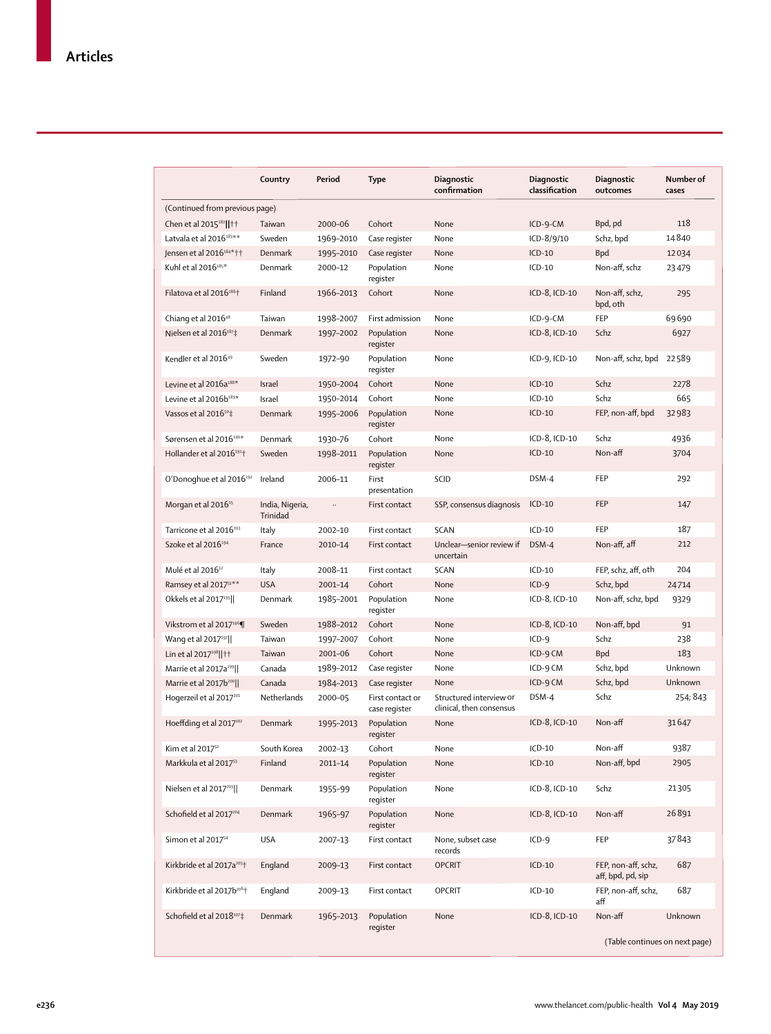| | Country | Period | Type | Diagnostic confirmation | Diagnostic classification | Diagnostic outcomes | Number of cases |
|---|---|---|---|---|---|---|---|
| (Continued from previous page) | | | | | | | |
| Chen et al 2015[182]‖†† | Taiwan | 2000–06 | Cohort | None | ICD-9-CM | Bpd, pd | 118 |
| Latvala et al 2016[183]** | Sweden | 1969–2010 | Case register | None | ICD-8/9/10 | Schz, bpd | 14 840 |
| Jensen et al 2016[184]*†† | Denmark | 1995–2010 | Case register | None | ICD-10 | Bpd | 12 034 |
| Kuhl et al 2016[185]* | Denmark | 2000–12 | Population register | None | ICD-10 | Non-aff, schz | 23 479 |
| Filatova et al 2016[186]† | Finland | 1966–2013 | Cohort | None | ICD-8, ICD-10 | Non-aff, schz, bpd, oth | 295 |
| Chiang et al 2016[48] | Taiwan | 1998–2007 | First admission | None | ICD-9-CM | FEP | 69 690 |
| Nielsen et al 2016[187]‡ | Denmark | 1997–2002 | Population register | None | ICD-8, ICD-10 | Schz | 6927 |
| Kendler et al 2016[49] | Sweden | 1972–90 | Population register | None | ICD-9, ICD-10 | Non-aff, schz, bpd | 22 589 |
| Levine et al 2016a[188]* | Israel | 1950–2004 | Cohort | None | ICD-10 | Schz | 2278 |
| Levine et al 2016b[189]* | Israel | 1950–2014 | Cohort | None | ICD-10 | Schz | 665 |
| Vassos et al 2016[50]‡ | Denmark | 1995–2006 | Population register | None | ICD-10 | FEP, non-aff, bpd | 32 983 |
| Sørensen et al 2016[190]* | Denmark | 1930–76 | Cohort | None | ICD-8, ICD-10 | Schz | 4936 |
| Hollander et al 2016[191]† | Sweden | 1998–2011 | Population register | None | ICD-10 | Non-aff | 3704 |
| O'Donoghue et al 2016[192] | Ireland | 2006–11 | First presentation | SCID | DSM-4 | FEP | 292 |
| Morgan et al 2016[15] | India, Nigeria, Trinidad | .. | First contact | SSP, consensus diagnosis | ICD-10 | FEP | 147 |
| Tarricone et al 2016[193] | Italy | 2002–10 | First contact | SCAN | ICD-10 | FEP | 187 |
| Szoke et al 2016[194] | France | 2010–14 | First contact | Unclear—senior review if uncertain | DSM-4 | Non-aff, aff | 212 |
| Mulé et al 2016[32] | Italy | 2008–11 | First contact | SCAN | ICD-10 | FEP, schz, aff, oth | 204 |
| Ramsey et al 2017[51]** | USA | 2001–14 | Cohort | None | ICD-9 | Schz, bpd | 24 714 |
| Okkels et al 2017[195]‖ | Denmark | 1985–2001 | Population register | None | ICD-8, ICD-10 | Non-aff, schz, bpd | 9329 |
| Vikstrom et al 2017[196]¶ | Sweden | 1988–2012 | Cohort | None | ICD-8, ICD-10 | Non-aff, bpd | 91 |
| Wang et al 2017[197]‖ | Taiwan | 1997–2007 | Cohort | None | ICD-9 | Schz | 238 |
| Lin et al 2017[198]‖†† | Taiwan | 2001–06 | Cohort | None | ICD-9 CM | Bpd | 183 |
| Marrie et al 2017a[199]‖ | Canada | 1989–2012 | Case register | None | ICD-9 CM | Schz, bpd | Unknown |
| Marrie et al 2017b[200]‖ | Canada | 1984–2013 | Case register | None | ICD-9 CM | Schz, bpd | Unknown |
| Hogerzeil et al 2017[201] | Netherlands | 2000–05 | First contact or case register | Structured interview or clinical, then consensus | DSM-4 | Schz | 254; 843 |
| Hoeffding et al 2017[202] | Denmark | 1995–2013 | Population register | None | ICD-8, ICD-10 | Non-aff | 31 647 |
| Kim et al 2017[52] | South Korea | 2002–13 | Cohort | None | ICD-10 | Non-aff | 9387 |
| Markkula et al 2017[53] | Finland | 2011–14 | Population register | None | ICD-10 | Non-aff, bpd | 2905 |
| Nielsen et al 2017[203]‖ | Denmark | 1955–99 | Population register | None | ICD-8, ICD-10 | Schz | 21 305 |
| Schofield et al 2017[204] | Denmark | 1965–97 | Population register | None | ICD-8, ICD-10 | Non-aff | 26 891 |
| Simon et al 2017[54] | USA | 2007–13 | First contact | None, subset case records | ICD-9 | FEP | 37 843 |
| Kirkbride et al 2017a[205]† | England | 2009–13 | First contact | OPCRIT | ICD-10 | FEP, non-aff, schz, aff, bpd, pd, sip | 687 |
| Kirkbride et al 2017b[206]† | England | 2009–13 | First contact | OPCRIT | ICD-10 | FEP, non-aff, schz, aff | 687 |
| Schofield et al 2018[207]‡ | Denmark | 1965–2013 | Population register | None | ICD-8, ICD-10 | Non-aff | Unknown |
| (Table continues on next page) | | | | | | | |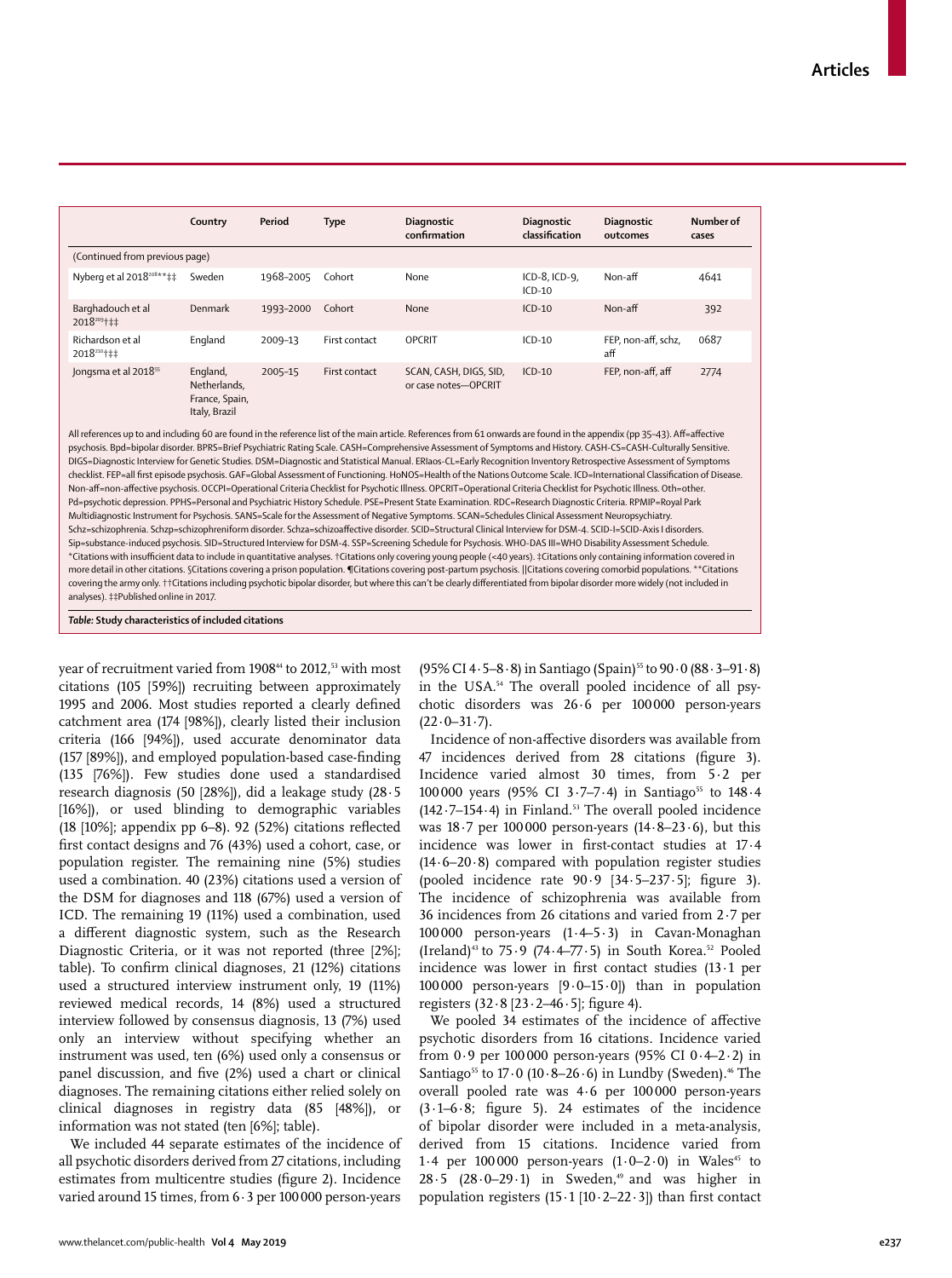| | Country | Period | Type | Diagnostic confirmation | Diagnostic classification | Diagnostic outcomes | Number of cases |
|---|---|---|---|---|---|---|---|
| (Continued from previous page) | | | | | | | |
| Nyberg et al 2018[208]**‡‡ | Sweden | 1968–2005 | Cohort | None | ICD-8, ICD-9, ICD-10 | Non-aff | 4641 |
| Barghadouch et al 2018[209]†‡‡ | Denmark | 1993–2000 | Cohort | None | ICD-10 | Non-aff | 392 |
| Richardson et al 2018[210]†‡‡ | England | 2009–13 | First contact | OPCRIT | ICD-10 | FEP, non-aff, schz, aff | 0687 |
| Jongsma et al 2018[55] | England, Netherlands, France, Spain, Italy, Brazil | 2005–15 | First contact | SCAN, CASH, DIGS, SID, or case notes—OPCRIT | ICD-10 | FEP, non-aff, aff | 2774 |

All references up to and including 60 are found in the reference list of the main article. References from 61 onwards are found in the appendix (pp 35–43). Aff=affective psychosis. Bpd=bipolar disorder. BPRS=Brief Psychiatric Rating Scale. CASH=Comprehensive Assessment of Symptoms and History. CASH-CS=CASH-Culturally Sensitive. DIGS=Diagnostic Interview for Genetic Studies. DSM=Diagnostic and Statistical Manual. ERIaos-CL=Early Recognition Inventory Retrospective Assessment of Symptoms checklist. FEP=all first episode psychosis. GAF=Global Assessment of Functioning. HoNOS=Health of the Nations Outcome Scale. ICD=International Classification of Disease. Non-aff=non-affective psychosis. OCCPI=Operational Criteria Checklist for Psychotic Illness. OPCRIT=Operational Criteria Checklist for Psychotic Illness. Oth=other. Pd=psychotic depression. PPHS=Personal and Psychiatric History Schedule. PSE=Present State Examination. RDC=Research Diagnostic Criteria. RPMIP=Royal Park Multidiagnostic Instrument for Psychosis. SANS=Scale for the Assessment of Negative Symptoms. SCAN=Schedules Clinical Assessment Neuropsychiatry. Schz=schizophrenia. Schzp=schizophreniform disorder. Schza=schizoaffective disorder. SCID=Structural Clinical Interview for DSM-4. SCID-I=SCID-Axis I disorders. Sip=substance-induced psychosis. SID=Structured Interview for DSM-4. SSP=Screening Schedule for Psychosis. WHO-DAS III=WHO Disability Assessment Schedule. *Citations with insufficient data to include in quantitative analyses. †Citations only covering young people (<40 years). ‡Citations only containing information covered in more detail in other citations. §Citations covering a prison population. ¶Citations covering post-partum psychosis. ||Citations covering comorbid populations. **Citations covering the army only. ††Citations including psychotic bipolar disorder, but where this can't be clearly differentiated from bipolar disorder more widely (not included in analyses). ‡‡Published online in 2017.

*Table:* **Study characteristics of included citations**

year of recruitment varied from 1908[44] to 2012,[53] with most citations (105 [59%]) recruiting between approximately 1995 and 2006. Most studies reported a clearly defined catchment area (174 [98%]), clearly listed their inclusion criteria (166 [94%]), used accurate denominator data (157 [89%]), and employed population-based case-finding (135 [76%]). Few studies done used a standardised research diagnosis (50 [28%]), did a leakage study (28·5 [16%]), or used blinding to demographic variables (18 [10%]; appendix pp 6–8). 92 (52%) citations reflected first contact designs and 76 (43%) used a cohort, case, or population register. The remaining nine (5%) studies used a combination. 40 (23%) citations used a version of the DSM for diagnoses and 118 (67%) used a version of ICD. The remaining 19 (11%) used a combination, used a different diagnostic system, such as the Research Diagnostic Criteria, or it was not reported (three [2%]; table). To confirm clinical diagnoses, 21 (12%) citations used a structured interview instrument only, 19 (11%) reviewed medical records, 14 (8%) used a structured interview followed by consensus diagnosis, 13 (7%) used only an interview without specifying whether an instrument was used, ten (6%) used only a consensus or panel discussion, and five (2%) used a chart or clinical diagnoses. The remaining citations either relied solely on clinical diagnoses in registry data (85 [48%]), or information was not stated (ten [6%]; table).

We included 44 separate estimates of the incidence of all psychotic disorders derived from 27 citations, including estimates from multicentre studies (figure 2). Incidence varied around 15 times, from 6·3 per 100 000 person-years (95% CI 4·5–8·8) in Santiago (Spain)[55] to 90·0 (88·3–91·8) in the USA.[54] The overall pooled incidence of all psychotic disorders was 26·6 per 100 000 person-years (22·0–31·7).

Incidence of non-affective disorders was available from 47 incidences derived from 28 citations (figure 3). Incidence varied almost 30 times, from 5·2 per 100 000 years (95% CI 3·7–7·4) in Santiago[55] to 148·4 (142·7–154·4) in Finland.[53] The overall pooled incidence was 18·7 per 100 000 person-years (14·8–23·6), but this incidence was lower in first-contact studies at 17·4 (14·6–20·8) compared with population register studies (pooled incidence rate 90·9 [34·5–237·5]; figure 3). The incidence of schizophrenia was available from 36 incidences from 26 citations and varied from 2·7 per 100 000 person-years (1·4–5·3) in Cavan-Monaghan (Ireland)[43] to 75·9 (74·4–77·5) in South Korea.[52] Pooled incidence was lower in first contact studies (13·1 per 100 000 person-years [9·0–15·0]) than in population registers (32·8 [23·2–46·5]; figure 4).

We pooled 34 estimates of the incidence of affective psychotic disorders from 16 citations. Incidence varied from 0·9 per 100 000 person-years (95% CI 0·4–2·2) in Santiago[55] to 17·0 (10·8–26·6) in Lundby (Sweden).[46] The overall pooled rate was 4·6 per 100 000 person-years (3·1–6·8; figure 5). 24 estimates of the incidence of bipolar disorder were included in a meta-analysis, derived from 15 citations. Incidence varied from 1·4 per 100 000 person-years (1·0–2·0) in Wales[45] to 28·5 (28·0–29·1) in Sweden,[49] and was higher in population registers (15·1 [10·2–22·3]) than first contact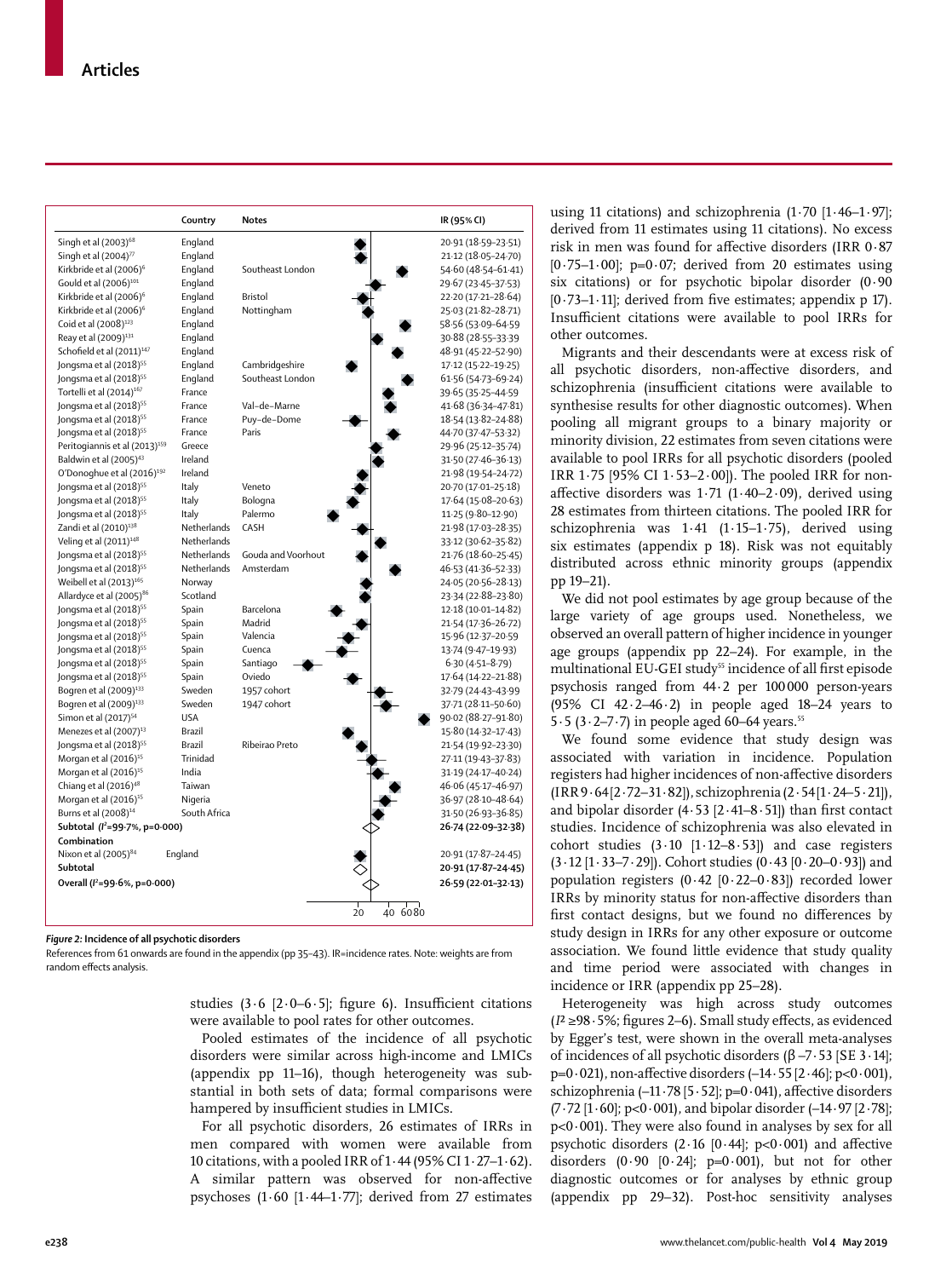| | Country | Notes | IR (95% CI) |
|---|---|---|---|
| Singh et al (2003)[68] | England | | 20·91 (18·59–23·51) |
| Singh et al (2004)[77] | England | | 21·12 (18·05–24·70) |
| Kirkbride et al (2006)[6] | England | Southeast London | 54·60 (48·54–61·41) |
| Gould et al (2006)[101] | England | | 29·67 (23·45–37·53) |
| Kirkbride et al (2006)[6] | England | Bristol | 22·20 (17·21–28·64) |
| Kirkbride et al (2006)[6] | England | Nottingham | 25·03 (21·82–28·71) |
| Coid et al (2008)[123] | England | | 58·56 (53·09–64·59) |
| Reay et al (2009)[131] | England | | 30·88 (28·55–33·39) |
| Schofield et al (2011)[147] | England | | 48·91 (45·22–52·90) |
| Jongsma et al (2018)[55] | England | Cambridgeshire | 17·12 (15·22–19·25) |
| Jongsma et al (2018)[55] | England | Southeast London | 61·56 (54·73–69·24) |
| Tortelli et al (2014)[167] | France | | 39·65 (35·25–44·59) |
| Jongsma et al (2018)[55] | France | Val-de-Marne | 41·68 (36·34–47·81) |
| Jongsma et al (2018)[55] | France | Puy-de-Dome | 18·54 (13·82–24·88) |
| Jongsma et al (2018)[55] | France | Paris | 44·70 (37·47–53·32) |
| Peritogiannis et al (2013)[159] | Greece | | 29·96 (25·12–35·74) |
| Baldwin et al (2005)[43] | Ireland | | 31·50 (27·46–36·13) |
| O'Donoghue et al (2016)[192] | Ireland | | 21·98 (19·54–24·72) |
| Jongsma et al (2018)[55] | Italy | Veneto | 20·70 (17·01–25·18) |
| Jongsma et al (2018)[55] | Italy | Bologna | 17·64 (15·08–20·63) |
| Jongsma et al (2018)[55] | Italy | Palermo | 11·25 (9·80–12·90) |
| Zandi et al (2010)[138] | Netherlands | CASH | 21·98 (17·03–28·35) |
| Veling et al (2011)[148] | Netherlands | | 33·12 (30·62–35·82) |
| Jongsma et al (2018)[55] | Netherlands | Gouda and Voorhout | 21·76 (18·60–25·45) |
| Jongsma et al (2018)[55] | Netherlands | Amsterdam | 46·53 (41·36–52·33) |
| Weibell et al (2013)[165] | Norway | | 24·05 (20·56–28·13) |
| Allardyce et al (2005)[86] | Scotland | | 23·34 (22·88–23·80) |
| Jongsma et al (2018)[55] | Spain | Barcelona | 12·18 (10·01–14·82) |
| Jongsma et al (2018)[55] | Spain | Madrid | 21·54 (17·36–26·72) |
| Jongsma et al (2018)[55] | Spain | Valencia | 15·96 (12·37–20·59) |
| Jongsma et al (2018)[55] | Spain | Cuenca | 13·74 (9·47–19·93) |
| Jongsma et al (2018)[55] | Spain | Santiago | 6·30 (4·51–8·79) |
| Jongsma et al (2018)[55] | Spain | Oviedo | 17·64 (14·22–21·88) |
| Bogren et al (2009)[133] | Sweden | 1957 cohort | 32·79 (24·43–43·99) |
| Bogren et al (2009)[133] | Sweden | 1947 cohort | 37·71 (28·11–50·60) |
| Simon et al (2017)[54] | USA | | 90·02 (88·27–91·80) |
| Menezes et al (2007)[13] | Brazil | | 15·80 (14·32–17·43) |
| Jongsma et al (2018)[55] | Brazil | Ribeirao Preto | 21·54 (19·92–23·30) |
| Morgan et al (2016)[15] | Trinidad | | 27·11 (19·43–37·83) |
| Morgan et al (2016)[15] | India | | 31·19 (24·17–40·24) |
| Chiang et al (2016)[48] | Taiwan | | 46·06 (45·17–46·97) |
| Morgan et al (2016)[15] | Nigeria | | 36·97 (28·10–48·64) |
| Burns et al (2008)[14] | South Africa | | 31·50 (26·93–36·85) |
| **Subtotal ($I^2$=99·7%, p=0·000)** | | | **26·74 (22·09–32·38)** |
| **Combination** | | | |
| Nixon et al (2005)[84] | England | | 20·91 (17·87–24·45) |
| **Subtotal** | | | **20·91 (17·87–24·45)** |
| **Overall ($I^2$=99·6%, p=0·000)** | | | **26·59 (22·01–32·13)** |

***Figure 2:* Incidence of all psychotic disorders**

References from 61 onwards are found in the appendix (pp 35–43). IR=incidence rates. Note: weights are from random effects analysis.

studies (3·6 [2·0–6·5]; figure 6). Insufficient citations were available to pool rates for other outcomes.

Pooled estimates of the incidence of all psychotic disorders were similar across high-income and LMICs (appendix pp 11–16), though heterogeneity was substantial in both sets of data; formal comparisons were hampered by insufficient studies in LMICs.

For all psychotic disorders, 26 estimates of IRRs in men compared with women were available from 10 citations, with a pooled IRR of 1·44 (95% CI 1·27–1·62). A similar pattern was observed for non-affective psychoses (1·60 [1·44–1·77]; derived from 27 estimates using 11 citations) and schizophrenia (1·70 [1·46–1·97]; derived from 11 estimates using 11 citations). No excess risk in men was found for affective disorders (IRR 0·87 [0·75–1·00]; p=0·07; derived from 20 estimates using six citations) or for psychotic bipolar disorder (0·90 [0·73–1·11]; derived from five estimates; appendix p 17). Insufficient citations were available to pool IRRs for other outcomes.

Migrants and their descendants were at excess risk of all psychotic disorders, non-affective disorders, and schizophrenia (insufficient citations were available to synthesise results for other diagnostic outcomes). When pooling all migrant groups to a binary majority or minority division, 22 estimates from seven citations were available to pool IRRs for all psychotic disorders (pooled IRR 1·75 [95% CI 1·53–2·00]). The pooled IRR for non-affective disorders was 1·71 (1·40–2·09), derived using 28 estimates from thirteen citations. The pooled IRR for schizophrenia was 1·41 (1·15–1·75), derived using six estimates (appendix p 18). Risk was not equitably distributed across ethnic minority groups (appendix pp 19–21).

We did not pool estimates by age group because of the large variety of age groups used. Nonetheless, we observed an overall pattern of higher incidence in younger age groups (appendix pp 22–24). For example, in the multinational EU-GEI study[55] incidence of all first episode psychosis ranged from 44·2 per 100 000 person-years (95% CI 42·2–46·2) in people aged 18–24 years to 5·5 (3·2–7·7) in people aged 60–64 years.[55]

We found some evidence that study design was associated with variation in incidence. Population registers had higher incidences of non-affective disorders (IRR 9·64 [2·72–31·82]), schizophrenia (2·54 [1·24–5·21]), and bipolar disorder (4·53 [2·41–8·51]) than first contact studies. Incidence of schizophrenia was also elevated in cohort studies (3·10 [1·12–8·53]) and case registers (3·12 [1·33–7·29]). Cohort studies (0·43 [0·20–0·93]) and population registers (0·42 [0·22–0·83]) recorded lower IRRs by minority status for non-affective disorders than first contact designs, but we found no differences by study design in IRRs for any other exposure or outcome association. We found little evidence that study quality and time period were associated with changes in incidence or IRR (appendix pp 25–28).

Heterogeneity was high across study outcomes ($I^2$ ≥98·5%; figures 2–6). Small study effects, as evidenced by Egger's test, were shown in the overall meta-analyses of incidences of all psychotic disorders (β –7·53 [SE 3·14]; p=0·021), non-affective disorders (–14·55 [2·46]; p<0·001), schizophrenia (–11·78 [5·52]; p=0·041), affective disorders (7·72 [1·60]; p<0·001), and bipolar disorder (–14·97 [2·78]; p<0·001). They were also found in analyses by sex for all psychotic disorders (2·16 [0·44]; p<0·001) and affective disorders (0·90 [0·24]; p=0·001), but not for other diagnostic outcomes or for analyses by ethnic group (appendix pp 29–32). Post-hoc sensitivity analyses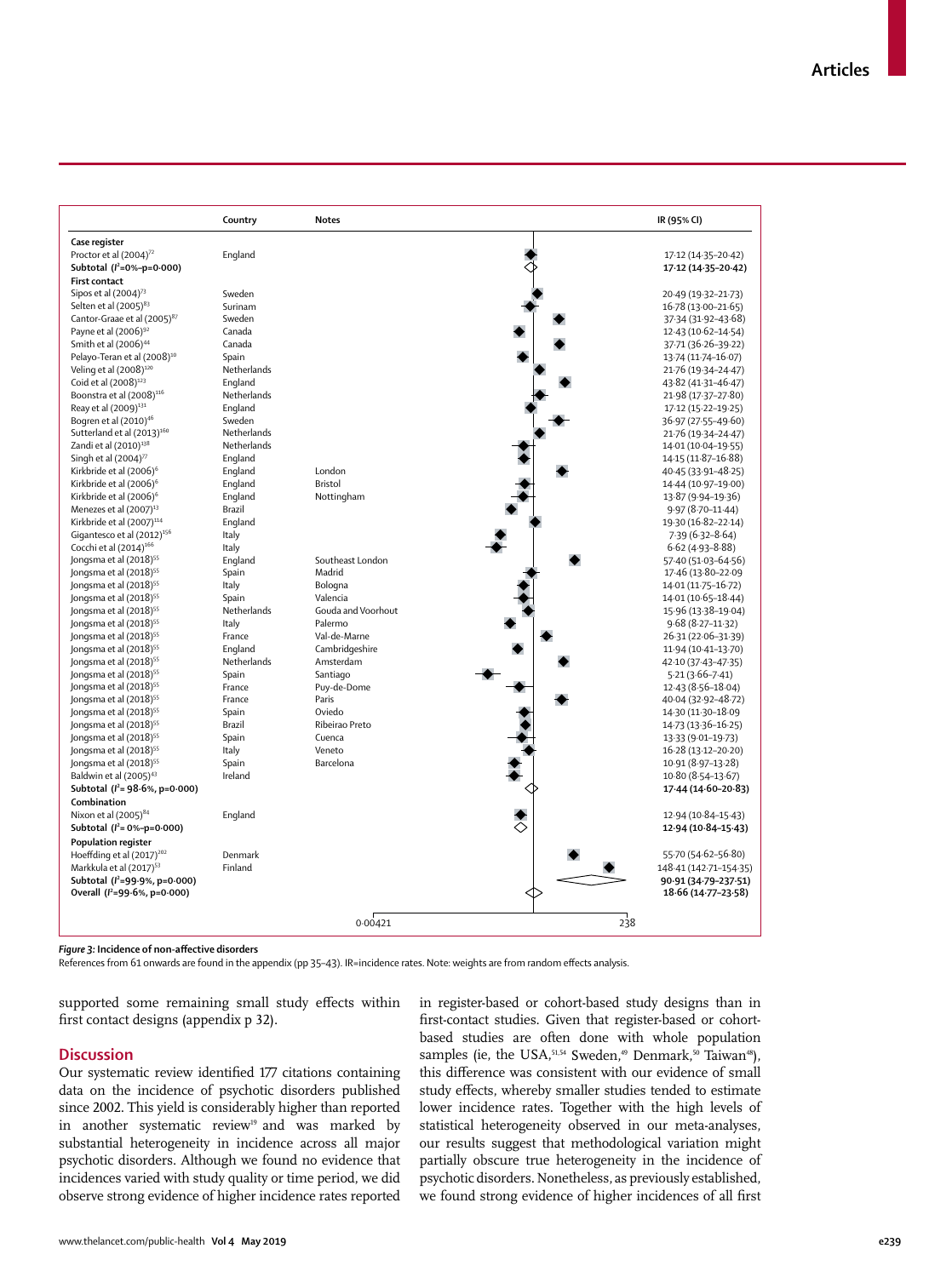| | Country | Notes | IR (95% CI) |
|---|---|---|---|
| **Case register** | | | |
| Proctor et al (2004)[72] | England | | 17·12 (14·35–20·42) |
| **Subtotal ($I^2$=0%–p=0·000)** | | | **17·12 (14·35–20·42)** |
| **First contact** | | | |
| Sipos et al (2004)[73] | Sweden | | 20·49 (19·32–21·73) |
| Selten et al (2005)[83] | Surinam | | 16·78 (13·00–21·65) |
| Cantor-Graae et al (2005)[87] | Sweden | | 37·34 (31·92–43·68) |
| Payne et al (2006)[92] | Canada | | 12·43 (10·62–14·54) |
| Smith et al (2006)[44] | Canada | | 37·71 (36·26–39·22) |
| Pelayo-Teran et al (2008)[10] | Spain | | 13·74 (11·74–16·07) |
| Veling et al (2008)[120] | Netherlands | | 21·76 (19·34–24·47) |
| Coid et al (2008)[123] | England | | 43·82 (41·31–46·47) |
| Boonstra et al (2008)[116] | Netherlands | | 21·98 (17·37–27·80) |
| Reay et al (2009)[131] | England | | 17·12 (15·22–19·25) |
| Bogren et al (2010)[46] | Sweden | | 36·97 (27·55–49·60) |
| Sutterland et al (2013)[160] | Netherlands | | 21·76 (19·34–24·47) |
| Zandi et al (2010)[138] | Netherlands | | 14·01 (10·04–19·55) |
| Singh et al (2004)[77] | England | | 14·15 (11·87–16·88) |
| Kirkbride et al (2006)[6] | England | London | 40·45 (33·91–48·25) |
| Kirkbride et al (2006)[6] | England | Bristol | 14·44 (10·97–19·00) |
| Kirkbride et al (2006)[6] | England | Nottingham | 13·87 (9·94–19·36) |
| Menezes et al (2007)[13] | Brazil | | 9·97 (8·70–11·44) |
| Kirkbride et al (2007)[114] | England | | 19·30 (16·82–22·14) |
| Gigantesco et al (2012)[156] | Italy | | 7·39 (6·32–8·64) |
| Cocchi et al (2014)[166] | Italy | | 6·62 (4·93–8·88) |
| Jongsma et al (2018)[55] | England | Southeast London | 57·40 (51·03–64·56) |
| Jongsma et al (2018)[55] | Spain | Madrid | 17·46 (13·80–22·09) |
| Jongsma et al (2018)[55] | Italy | Bologna | 14·01 (11·75–16·72) |
| Jongsma et al (2018)[55] | Spain | Valencia | 14·01 (10·65–18·44) |
| Jongsma et al (2018)[55] | Netherlands | Gouda and Voorhout | 15·96 (13·38–19·04) |
| Jongsma et al (2018)[55] | Italy | Palermo | 9·68 (8·27–11·32) |
| Jongsma et al (2018)[55] | France | Val-de-Marne | 26·31 (22·06–31·39) |
| Jongsma et al (2018)[55] | England | Cambridgeshire | 11·94 (10·41–13·70) |
| Jongsma et al (2018)[55] | Netherlands | Amsterdam | 42·10 (37·43–47·35) |
| Jongsma et al (2018)[55] | Spain | Santiago | 5·21 (3·66–7·41) |
| Jongsma et al (2018)[55] | France | Puy-de-Dome | 12·43 (8·56–18·04) |
| Jongsma et al (2018)[55] | France | Paris | 40·04 (32·92–48·72) |
| Jongsma et al (2018)[55] | Spain | Oviedo | 14·30 (11·30–18·09) |
| Jongsma et al (2018)[55] | Brazil | Ribeirao Preto | 14·73 (13·36–16·25) |
| Jongsma et al (2018)[55] | Spain | Cuenca | 13·33 (9·01–19·73) |
| Jongsma et al (2018)[55] | Italy | Veneto | 16·28 (13·12–20·20) |
| Jongsma et al (2018)[55] | Spain | Barcelona | 10·91 (8·97–13·28) |
| Baldwin et al (2005)[43] | Ireland | | 10·80 (8·54–13·67) |
| **Subtotal ($I^2$= 98·6%, p=0·000)** | | | **17·44 (14·60–20·83)** |
| **Combination** | | | |
| Nixon et al (2005)[84] | England | | 12·94 (10·84–15·43) |
| **Subtotal ($I^2$= 0%–p=0·000)** | | | **12·94 (10·84–15·43)** |
| **Population register** | | | |
| Hoeffding et al (2017)[202] | Denmark | | 55·70 (54·62–56·80) |
| Markkula et al (2017)[53] | Finland | | 148·41 (142·71–154·35) |
| **Subtotal ($I^2$=99·9%, p=0·000)** | | | **90·91 (34·79–237·51)** |
| **Overall ($I^2$=99·6%, p=0·000)** | | | **18·66 (14·77–23·58)** |

0·00421 — 238

*Figure 3:* **Incidence of non-affective disorders**
References from 61 onwards are found in the appendix (pp 35–43). IR=incidence rates. Note: weights are from random effects analysis.

supported some remaining small study effects within first contact designs (appendix p 32).

## Discussion

Our systematic review identified 177 citations containing data on the incidence of psychotic disorders published since 2002. This yield is considerably higher than reported in another systematic review[19] and was marked by substantial heterogeneity in incidence across all major psychotic disorders. Although we found no evidence that incidences varied with study quality or time period, we did observe strong evidence of higher incidence rates reported in register-based or cohort-based study designs than in first-contact studies. Given that register-based or cohort-based studies are often done with whole population samples (ie, the USA,[51,54] Sweden,[49] Denmark,[50] Taiwan[48]), this difference was consistent with our evidence of small study effects, whereby smaller studies tended to estimate lower incidence rates. Together with the high levels of statistical heterogeneity observed in our meta-analyses, our results suggest that methodological variation might partially obscure true heterogeneity in the incidence of psychotic disorders. Nonetheless, as previously established, we found strong evidence of higher incidences of all first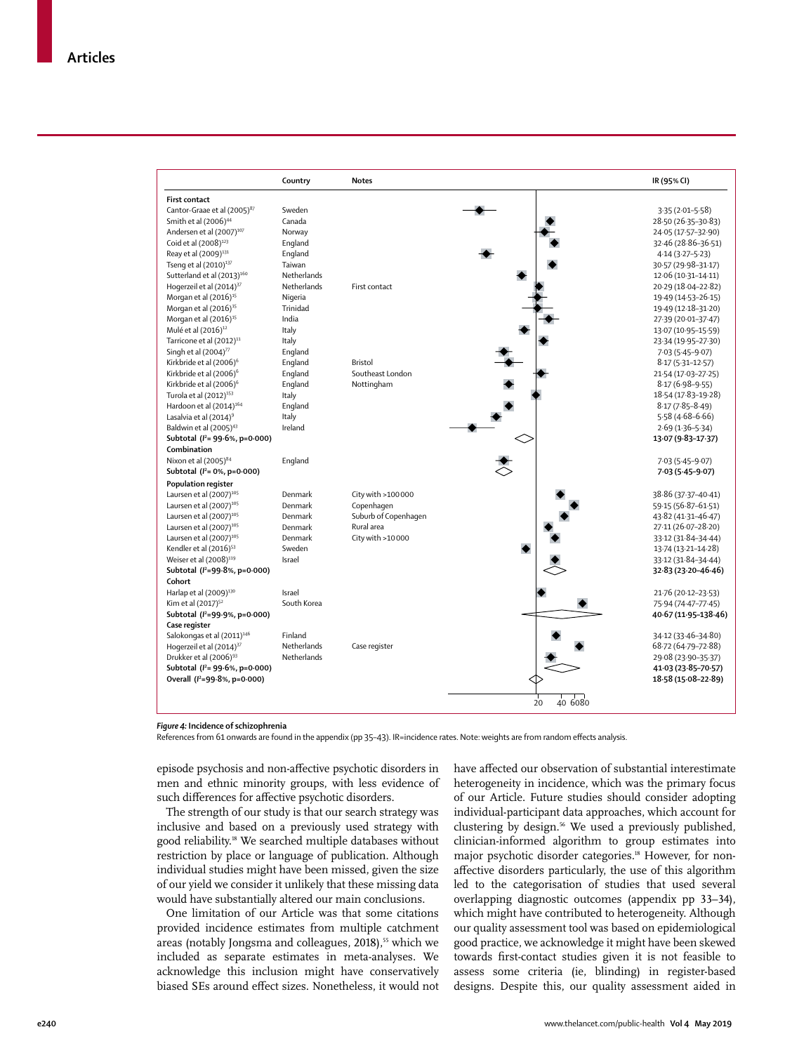| | Country | Notes | IR (95% CI) |
|---|---|---|---|
| **First contact** | | | |
| Cantor-Graae et al (2005)[87] | Sweden | | 3·35 (2·01–5·58) |
| Smith et al (2006)[44] | Canada | | 28·50 (26·35–30·83) |
| Andersen et al (2007)[107] | Norway | | 24·05 (17·57–32·90) |
| Coid et al (2008)[123] | England | | 32·46 (28·86–36·51) |
| Reay et al (2009)[131] | England | | 4·14 (3·27–5·23) |
| Tseng et al (2010)[137] | Taiwan | | 30·57 (29·98–31·17) |
| Sutterland et al (2013)[160] | Netherlands | | 12·06 (10·31–14·11) |
| Hogerzeil et al (2014)[37] | Netherlands | First contact | 20·29 (18·04–22·82) |
| Morgan et al (2016)[15] | Nigeria | | 19·49 (14·53–26·15) |
| Morgan et al (2016)[15] | Trinidad | | 19·49 (12·18–31·20) |
| Morgan et al (2016)[15] | India | | 27·39 (20·01–37·47) |
| Mulé et al (2016)[12] | Italy | | 13·07 (10·95–15·59) |
| Tarricone et al (2012)[11] | Italy | | 23·34 (19·95–27·30) |
| Singh et al (2004)[77] | England | | 7·03 (5·45–9·07) |
| Kirkbride et al (2006)[6] | England | Bristol | 8·17 (5·31–12·57) |
| Kirkbride et al (2006)[6] | England | Southeast London | 21·54 (17·03–27·25) |
| Kirkbride et al (2006)[6] | England | Nottingham | 8·17 (6·98–9·55) |
| Turola et al (2012)[153] | Italy | | 18·54 (17·83–19·28) |
| Hardoon et al (2014)[164] | England | | 8·17 (7·85–8·49) |
| Lasalvia et al (2014)[9] | Italy | | 5·58 (4·68–6·66) |
| Baldwin et al (2005)[43] | Ireland | | 2·69 (1·36–5·34) |
| **Subtotal ($I^2$= 99·6%, p=0·000)** | | | **13·07 (9·83–17·37)** |
| **Combination** | | | |
| Nixon et al (2005)[84] | England | | 7·03 (5·45–9·07) |
| **Subtotal ($I^2$= 0%, p=0·000)** | | | **7·03 (5·45–9·07)** |
| **Population register** | | | |
| Laursen et al (2007)[105] | Denmark | City with >100 000 | 38·86 (37·37–40·41) |
| Laursen et al (2007)[105] | Denmark | Copenhagen | 59·15 (56·87–61·51) |
| Laursen et al (2007)[105] | Denmark | Suburb of Copenhagen | 43·82 (41·31–46·47) |
| Laursen et al (2007)[105] | Denmark | Rural area | 27·11 (26·07–28·20) |
| Laursen et al (2007)[105] | Denmark | City with >10 000 | 33·12 (31·84–34·44) |
| Kendler et al (2016)[53] | Sweden | | 13·74 (13·21–14·28) |
| Weiser et al (2008)[119] | Israel | | 33·12 (31·84–34·44) |
| **Subtotal ($I^2$=99·8%, p=0·000)** | | | **32·83 (23·20–46·46)** |
| **Cohort** | | | |
| Harlap et al (2009)[130] | Israel | | 21·76 (20·12–23·53) |
| Kim et al (2017)[52] | South Korea | | 75·94 (74·47–77·45) |
| **Subtotal ($I^2$=99·9%, p=0·000)** | | | **40·67 (11·95–138·46)** |
| **Case register** | | | |
| Salokongas et al (2011)[146] | Finland | | 34·12 (33·46–34·80) |
| Hogerzeil et al (2014)[37] | Netherlands | Case register | 68·72 (64·79–72·88) |
| Drukker et al (2006)[93] | Netherlands | | 29·08 (23·90–35·37) |
| **Subtotal ($I^2$= 99·6%, p=0·000)** | | | **41·03 (23·85–70·57)** |
| **Overall ($I^2$=99·8%, p=0·000)** | | | **18·58 (15·08–22·89)** |

*Figure 4:* **Incidence of schizophrenia**

References from 61 onwards are found in the appendix (pp 35–43). IR=incidence rates. Note: weights are from random effects analysis.

episode psychosis and non-affective psychotic disorders in men and ethnic minority groups, with less evidence of such differences for affective psychotic disorders.

The strength of our study is that our search strategy was inclusive and based on a previously used strategy with good reliability.[18] We searched multiple databases without restriction by place or language of publication. Although individual studies might have been missed, given the size of our yield we consider it unlikely that these missing data would have substantially altered our main conclusions.

One limitation of our Article was that some citations provided incidence estimates from multiple catchment areas (notably Jongsma and colleagues, 2018),[55] which we included as separate estimates in meta-analyses. We acknowledge this inclusion might have conservatively biased SEs around effect sizes. Nonetheless, it would not have affected our observation of substantial interestimate heterogeneity in incidence, which was the primary focus of our Article. Future studies should consider adopting individual-participant data approaches, which account for clustering by design.[56] We used a previously published, clinician-informed algorithm to group estimates into major psychotic disorder categories.[18] However, for non-affective disorders particularly, the use of this algorithm led to the categorisation of studies that used several overlapping diagnostic outcomes (appendix pp 33–34), which might have contributed to heterogeneity. Although our quality assessment tool was based on epidemiological good practice, we acknowledge it might have been skewed towards first-contact studies given it is not feasible to assess some criteria (ie, blinding) in register-based designs. Despite this, our quality assessment aided in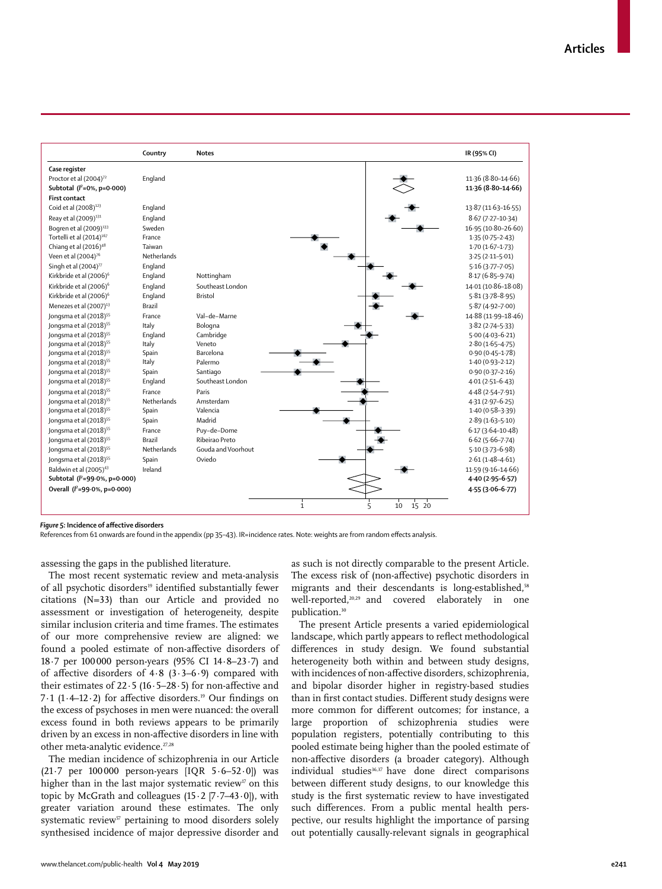| | Country | Notes | IR (95% CI) |
|---|---|---|---|
| **Case register** | | | |
| Proctor et al (2004)[72] | England | | 11·36 (8·80–14·66) |
| **Subtotal ($I^2$=0%, p=0·000)** | | | **11·36 (8·80–14·66)** |
| **First contact** | | | |
| Coid et al (2008)[123] | England | | 13·87 (11·63–16·55) |
| Reay et al (2009)[131] | England | | 8·67 (7·27–10·34) |
| Bogren et al (2009)[133] | Sweden | | 16·95 (10·80–26·60) |
| Tortelli et al (2014)[167] | France | | 1·35 (0·75–2·43) |
| Chiang et al (2016)[48] | Taiwan | | 1·70 (1·67–1·73) |
| Veen et al (2004)[76] | Netherlands | | 3·25 (2·11–5·01) |
| Singh et al (2004)[77] | England | | 5·16 (3·77–7·05) |
| Kirkbride et al (2006)[6] | England | Nottingham | 8·17 (6·85–9·74) |
| Kirkbride et al (2006)[6] | England | Southeast London | 14·01 (10·86–18·08) |
| Kirkbride et al (2006)[6] | England | Bristol | 5·81 (3·78–8·95) |
| Menezes et al (2007)[13] | Brazil | | 5·87 (4·92–7·00) |
| Jongsma et al (2018)[55] | France | Val–de–Marne | 14·88 (11·99–18·46) |
| Jongsma et al (2018)[55] | Italy | Bologna | 3·82 (2·74–5·33) |
| Jongsma et al (2018)[55] | England | Cambridge | 5·00 (4·03–6·21) |
| Jongsma et al (2018)[55] | Italy | Veneto | 2·80 (1·65–4·75) |
| Jongsma et al (2018)[55] | Spain | Barcelona | 0·90 (0·45–1·78) |
| Jongsma et al (2018)[55] | Italy | Palermo | 1·40 (0·93–2·12) |
| Jongsma et al (2018)[55] | Spain | Santiago | 0·90 (0·37–2·16) |
| Jongsma et al (2018)[55] | England | Southeast London | 4·01 (2·51–6·43) |
| Jongsma et al (2018)[55] | France | Paris | 4·48 (2·54–7·91) |
| Jongsma et al (2018)[55] | Netherlands | Amsterdam | 4·31 (2·97–6·25) |
| Jongsma et al (2018)[55] | Spain | Valencia | 1·40 (0·58–3·39) |
| Jongsma et al (2018)[55] | Spain | Madrid | 2·89 (1·63–5·10) |
| Jongsma et al (2018)[55] | France | Puy–de–Dome | 6·17 (3·64–10·48) |
| Jongsma et al (2018)[55] | Brazil | Ribeirao Preto | 6·62 (5·66–7·74) |
| Jongsma et al (2018)[55] | Netherlands | Gouda and Voorhout | 5·10 (3·73–6·98) |
| Jongsma et al (2018)[55] | Spain | Oviedo | 2·61 (1·48–4·61) |
| Baldwin et al (2005)[43] | Ireland | | 11·59 (9·16–14·66) |
| **Subtotal ($I^2$=99·0%, p=0·000)** | | | **4·40 (2·95–6·57)** |
| **Overall ($I^2$=99·0%, p=0·000)** | | | **4·55 (3·06–6·77)** |

***Figure 5:* Incidence of affective disorders**

References from 61 onwards are found in the appendix (pp 35–43). IR=incidence rates. Note: weights are from random effects analysis.

assessing the gaps in the published literature.

The most recent systematic review and meta-analysis of all psychotic disorders[19] identified substantially fewer citations (N=33) than our Article and provided no assessment or investigation of heterogeneity, despite similar inclusion criteria and time frames. The estimates of our more comprehensive review are aligned: we found a pooled estimate of non-affective disorders of 18·7 per 100 000 person-years (95% CI 14·8–23·7) and of affective disorders of 4·8 (3·3–6·9) compared with their estimates of 22·5 (16·5–28·5) for non-affective and 7·1 (1·4–12·2) for affective disorders.[19] Our findings on the excess of psychoses in men were nuanced: the overall excess found in both reviews appears to be primarily driven by an excess in non-affective disorders in line with other meta-analytic evidence.[27,28]

The median incidence of schizophrenia in our Article (21·7 per 100 000 person-years [IQR 5·6–52·0]) was higher than in the last major systematic review[17] on this topic by McGrath and colleagues (15·2 [7·7–43·0]), with greater variation around these estimates. The only systematic review[57] pertaining to mood disorders solely synthesised incidence of major depressive disorder and as such is not directly comparable to the present Article. The excess risk of (non-affective) psychotic disorders in migrants and their descendants is long-established,[58] well-reported,[20,29] and covered elaborately in one publication.[30]

The present Article presents a varied epidemiological landscape, which partly appears to reflect methodological differences in study design. We found substantial heterogeneity both within and between study designs, with incidences of non-affective disorders, schizophrenia, and bipolar disorder higher in registry-based studies than in first contact studies. Different study designs were more common for different outcomes; for instance, a large proportion of schizophrenia studies were population registers, potentially contributing to this pooled estimate being higher than the pooled estimate of non-affective disorders (a broader category). Although individual studies[36,37] have done direct comparisons between different study designs, to our knowledge this study is the first systematic review to have investigated such differences. From a public mental health perspective, our results highlight the importance of parsing out potentially causally-relevant signals in geographical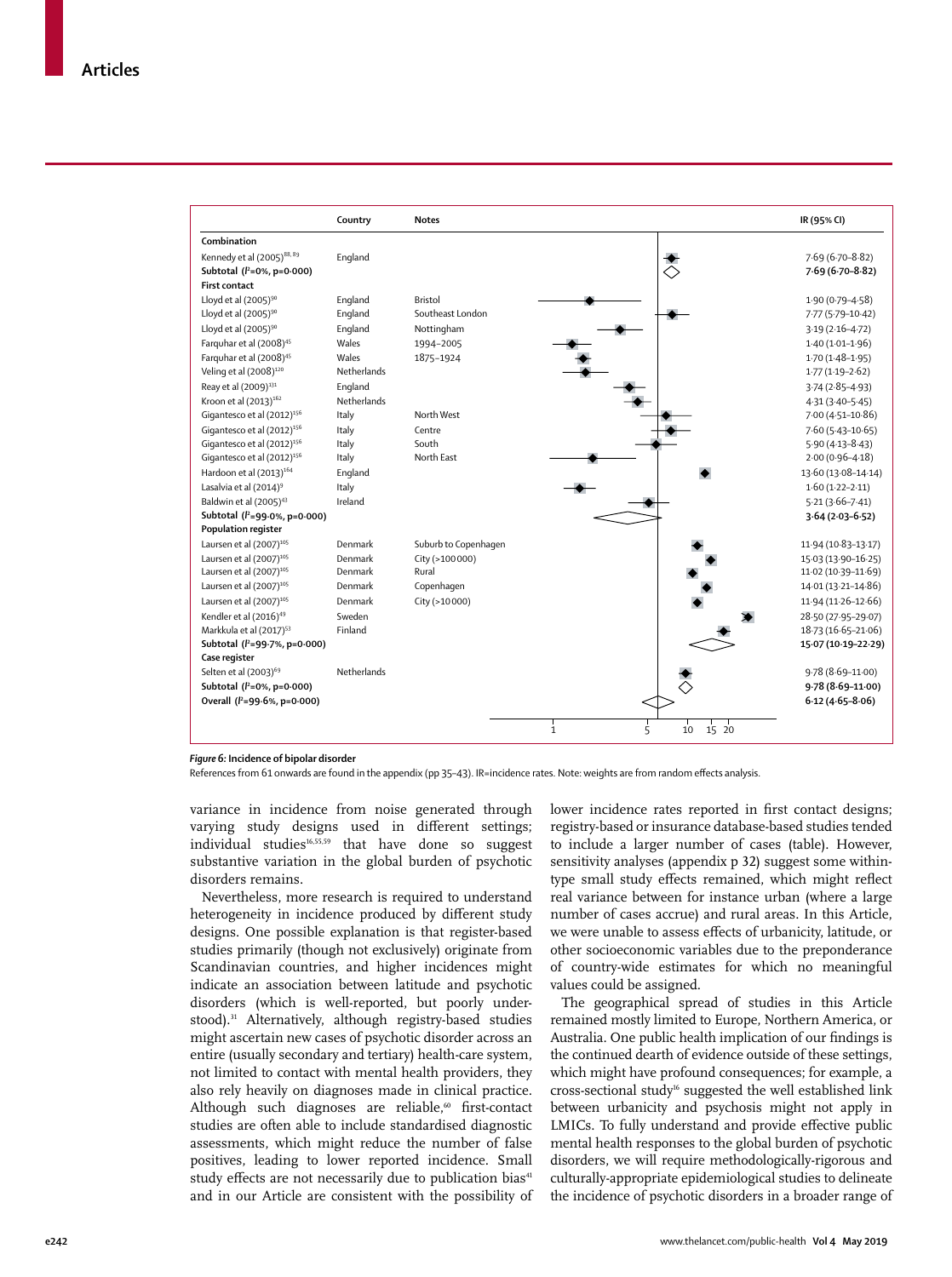| | Country | Notes | IR (95% CI) |
|---|---|---|---|
| **Combination** | | | |
| Kennedy et al (2005)[88,89] | England | | 7·69 (6·70–8·82) |
| **Subtotal ($I^2$=0%, p=0·000)** | | | **7·69 (6·70–8·82)** |
| **First contact** | | | |
| Lloyd et al (2005)[90] | England | Bristol | 1·90 (0·79–4·58) |
| Lloyd et al (2005)[90] | England | Southeast London | 7·77 (5·79–10·42) |
| Lloyd et al (2005)[90] | England | Nottingham | 3·19 (2·16–4·72) |
| Farquhar et al (2008)[45] | Wales | 1994–2005 | 1·40 (1·01–1·96) |
| Farquhar et al (2008)[45] | Wales | 1875–1924 | 1·70 (1·48–1·95) |
| Veling et al (2008)[120] | Netherlands | | 1·77 (1·19–2·62) |
| Reay et al (2009)[131] | England | | 3·74 (2·85–4·93) |
| Kroon et al (2013)[162] | Netherlands | | 4·31 (3·40–5·45) |
| Gigantesco et al (2012)[156] | Italy | North West | 7·00 (4·51–10·86) |
| Gigantesco et al (2012)[156] | Italy | Centre | 7·60 (5·43–10·65) |
| Gigantesco et al (2012)[156] | Italy | South | 5·90 (4·13–8·43) |
| Gigantesco et al (2012)[156] | Italy | North East | 2·00 (0·96–4·18) |
| Hardoon et al (2013)[164] | England | | 13·60 (13·08–14·14) |
| Lasalvia et al (2014)[9] | Italy | | 1·60 (1·22–2·11) |
| Baldwin et al (2005)[43] | Ireland | | 5·21 (3·66–7·41) |
| **Subtotal ($I^2$=99·0%, p=0·000)** | | | **3·64 (2·03–6·52)** |
| **Population register** | | | |
| Laursen et al (2007)[105] | Denmark | Suburb to Copenhagen | 11·94 (10·83–13·17) |
| Laursen et al (2007)[105] | Denmark | City (>100 000) | 15·03 (13·90–16·25) |
| Laursen et al (2007)[105] | Denmark | Rural | 11·02 (10·39–11·69) |
| Laursen et al (2007)[105] | Denmark | Copenhagen | 14·01 (13·21–14·86) |
| Laursen et al (2007)[105] | Denmark | City (>10 000) | 11·94 (11·26–12·66) |
| Kendler et al (2016)[49] | Sweden | | 28·50 (27·95–29·07) |
| Markkula et al (2017)[53] | Finland | | 18·73 (16·65–21·06) |
| **Subtotal ($I^2$=99·7%, p=0·000)** | | | **15·07 (10·19–22·29)** |
| **Case register** | | | |
| Selten et al (2003)[69] | Netherlands | | 9·78 (8·69–11·00) |
| **Subtotal ($I^2$=0%, p=0·000)** | | | **9·78 (8·69–11·00)** |
| **Overall ($I^2$=99·6%, p=0·000)** | | | **6·12 (4·65–8·06)** |

*Figure 6:* **Incidence of bipolar disorder**

References from 61 onwards are found in the appendix (pp 35–43). IR=incidence rates. Note: weights are from random effects analysis.

variance in incidence from noise generated through varying study designs used in different settings; individual studies[16,55,59] that have done so suggest substantive variation in the global burden of psychotic disorders remains.

Nevertheless, more research is required to understand heterogeneity in incidence produced by different study designs. One possible explanation is that register-based studies primarily (though not exclusively) originate from Scandinavian countries, and higher incidences might indicate an association between latitude and psychotic disorders (which is well-reported, but poorly understood).[31] Alternatively, although registry-based studies might ascertain new cases of psychotic disorder across an entire (usually secondary and tertiary) health-care system, not limited to contact with mental health providers, they also rely heavily on diagnoses made in clinical practice. Although such diagnoses are reliable,[60] first-contact studies are often able to include standardised diagnostic assessments, which might reduce the number of false positives, leading to lower reported incidence. Small study effects are not necessarily due to publication bias[41] and in our Article are consistent with the possibility of lower incidence rates reported in first contact designs; registry-based or insurance database-based studies tended to include a larger number of cases (table). However, sensitivity analyses (appendix p 32) suggest some within-type small study effects remained, which might reflect real variance between for instance urban (where a large number of cases accrue) and rural areas. In this Article, we were unable to assess effects of urbanicity, latitude, or other socioeconomic variables due to the preponderance of country-wide estimates for which no meaningful values could be assigned.

The geographical spread of studies in this Article remained mostly limited to Europe, Northern America, or Australia. One public health implication of our findings is the continued dearth of evidence outside of these settings, which might have profound consequences; for example, a cross-sectional study[16] suggested the well established link between urbanicity and psychosis might not apply in LMICs. To fully understand and provide effective public mental health responses to the global burden of psychotic disorders, we will require methodologically-rigorous and culturally-appropriate epidemiological studies to delineate the incidence of psychotic disorders in a broader range of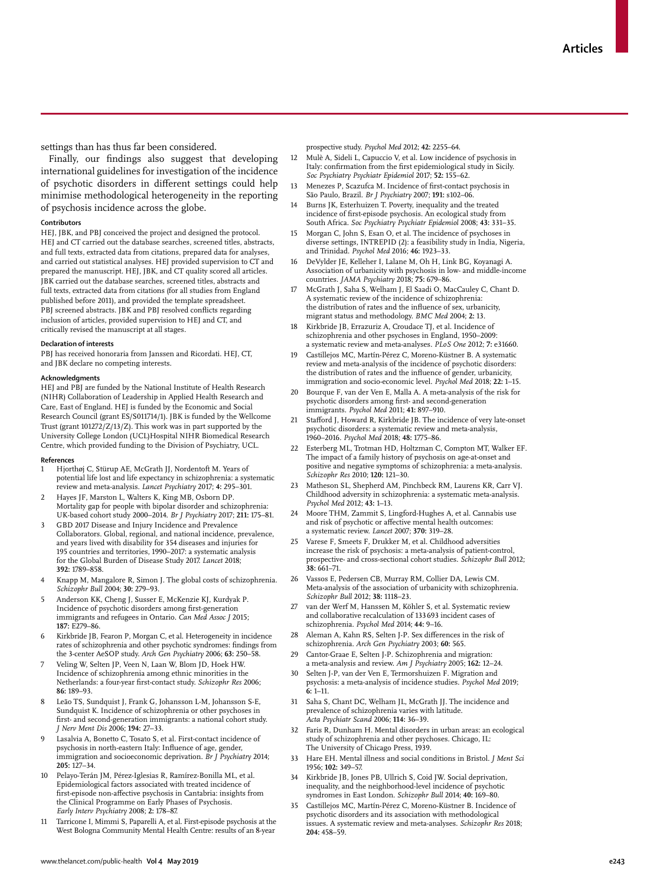settings than has thus far been considered.

Finally, our findings also suggest that developing international guidelines for investigation of the incidence of psychotic disorders in different settings could help minimise methodological heterogeneity in the reporting of psychosis incidence across the globe.

#### Contributors

HEJ, JBK, and PBJ conceived the project and designed the protocol. HEJ and CT carried out the database searches, screened titles, abstracts, and full texts, extracted data from citations, prepared data for analyses, and carried out statistical analyses. HEJ provided supervision to CT and prepared the manuscript. HEJ, JBK, and CT quality scored all articles. JBK carried out the database searches, screened titles, abstracts and full texts, extracted data from citations (for all studies from England published before 2011), and provided the template spreadsheet. PBJ screened abstracts. JBK and PBJ resolved conflicts regarding inclusion of articles, provided supervision to HEJ and CT, and critically revised the manuscript at all stages.

#### Declaration of interests

PBJ has received honoraria from Janssen and Ricordati. HEJ, CT, and JBK declare no competing interests.

#### Acknowledgments

HEJ and PBJ are funded by the National Institute of Health Research (NIHR) Collaboration of Leadership in Applied Health Research and Care, East of England. HEJ is funded by the Economic and Social Research Council (grant ES/S011714/1). JBK is funded by the Wellcome Trust (grant 101272/Z/13/Z). This work was in part supported by the University College London (UCL)Hospital NIHR Biomedical Research Centre, which provided funding to the Division of Psychiatry, UCL.

#### References

1. Hjorthøj C, Stürup AE, McGrath JJ, Nordentoft M. Years of potential life lost and life expectancy in schizophrenia: a systematic review and meta-analysis. *Lancet Psychiatry* 2017; **4:** 295–301.
2. Hayes JF, Marston L, Walters K, King MB, Osborn DP. Mortality gap for people with bipolar disorder and schizophrenia: UK-based cohort study 2000–2014. *Br J Psychiatry* 2017; **211:** 175–81.
3. GBD 2017 Disease and Injury Incidence and Prevalence Collaborators. Global, regional, and national incidence, prevalence, and years lived with disability for 354 diseases and injuries for 195 countries and territories, 1990–2017: a systematic analysis for the Global Burden of Disease Study 2017. *Lancet* 2018; **392:** 1789–858.
4. Knapp M, Mangalore R, Simon J. The global costs of schizophrenia. *Schizophr Bull* 2004; **30:** 279–93.
5. Anderson KK, Cheng J, Susser E, McKenzie KJ, Kurdyak P. Incidence of psychotic disorders among first-generation immigrants and refugees in Ontario. *Can Med Assoc J* 2015; **187:** E279–86.
6. Kirkbride JB, Fearon P, Morgan C, et al. Heterogeneity in incidence rates of schizophrenia and other psychotic syndromes: findings from the 3-center AeSOP study. *Arch Gen Psychiatry* 2006; **63:** 250–58.
7. Veling W, Selten JP, Veen N, Laan W, Blom JD, Hoek HW. Incidence of schizophrenia among ethnic minorities in the Netherlands: a four-year first-contact study. *Schizophr Res* 2006; **86:** 189–93.
8. Leão TS, Sundquist J, Frank G, Johansson L-M, Johansson S-E, Sundquist K. Incidence of schizophrenia or other psychoses in first- and second-generation immigrants: a national cohort study. *J Nerv Ment Dis* 2006; **194:** 27–33.
9. Lasalvia A, Bonetto C, Tosato S, et al. First-contact incidence of psychosis in north-eastern Italy: Influence of age, gender, immigration and socioeconomic deprivation. *Br J Psychiatry* 2014; **205:** 127–34.
10. Pelayo-Terán JM, Pérez-Iglesias R, Ramírez-Bonilla ML, et al. Epidemiological factors associated with treated incidence of first-episode non-affective psychosis in Cantabria: insights from the Clinical Programme on Early Phases of Psychosis. *Early Interv Psychiatry* 2008; **2:** 178–87.
11. Tarricone I, Mimmi S, Paparelli A, et al. First-episode psychosis at the West Bologna Community Mental Health Centre: results of an 8-year prospective study. *Psychol Med* 2012; **42:** 2255–64.
12. Mulè A, Sideli L, Capuccio V, et al. Low incidence of psychosis in Italy: confirmation from the first epidemiological study in Sicily. *Soc Psychiatry Psychiatr Epidemiol* 2017; **52:** 155–62.
13. Menezes P, Scazufca M. Incidence of first-contact psychosis in São Paulo, Brazil. *Br J Psychiatry* 2007; **191:** s102–06.
14. Burns JK, Esterhuizen T. Poverty, inequality and the treated incidence of first-episode psychosis. An ecological study from South Africa. *Soc Psychiatry Psychiatr Epidemiol* 2008; **43:** 331–35.
15. Morgan C, John S, Esan O, et al. The incidence of psychoses in diverse settings, INTREPID (2): a feasibility study in India, Nigeria, and Trinidad. *Psychol Med* 2016; **46:** 1923–33.
16. DeVylder JE, Kelleher I, Lalane M, Oh H, Link BG, Koyanagi A. Association of urbanicity with psychosis in low- and middle-income countries. *JAMA Psychiatry* 2018; **75:** 679–86.
17. McGrath J, Saha S, Welham J, El Saadi O, MacCauley C, Chant D. A systematic review of the incidence of schizophrenia: the distribution of rates and the influence of sex, urbanicity, migrant status and methodology. *BMC Med* 2004; **2:** 13.
18. Kirkbride JB, Errazuriz A, Croudace TJ, et al. Incidence of schizophrenia and other psychoses in England, 1950–2009: a systematic review and meta-analyses. *PLoS One* 2012; **7:** e31660.
19. Castillejos MC, Martín-Pérez C, Moreno-Küstner B. A systematic review and meta-analysis of the incidence of psychotic disorders: the distribution of rates and the influence of gender, urbanicity, immigration and socio-economic level. *Psychol Med* 2018; **22:** 1–15.
20. Bourque F, van der Ven E, Malla A. A meta-analysis of the risk for psychotic disorders among first- and second-generation immigrants. *Psychol Med* 2011; **41:** 897–910.
21. Stafford J, Howard R, Kirkbride JB. The incidence of very late-onset psychotic disorders: a systematic review and meta-analysis, 1960–2016. *Psychol Med* 2018; **48:** 1775–86.
22. Esterberg ML, Trotman HD, Holtzman C, Compton MT, Walker EF. The impact of a family history of psychosis on age-at-onset and positive and negative symptoms of schizophrenia: a meta-analysis. *Schizophr Res* 2010; **120:** 121–30.
23. Matheson SL, Shepherd AM, Pinchbeck RM, Laurens KR, Carr VJ. Childhood adversity in schizophrenia: a systematic meta-analysis. *Psychol Med* 2012; **43:** 1–13.
24. Moore THM, Zammit S, Lingford-Hughes A, et al. Cannabis use and risk of psychotic or affective mental health outcomes: a systematic review. *Lancet* 2007; **370:** 319–28.
25. Varese F, Smeets F, Drukker M, et al. Childhood adversities increase the risk of psychosis: a meta-analysis of patient-control, prospective- and cross-sectional cohort studies. *Schizophr Bull* 2012; **38:** 661–71.
26. Vassos E, Pedersen CB, Murray RM, Collier DA, Lewis CM. Meta-analysis of the association of urbanicity with schizophrenia. *Schizophr Bull* 2012; **38:** 1118–23.
27. van der Werf M, Hanssen M, Köhler S, et al. Systematic review and collaborative recalculation of 133 693 incident cases of schizophrenia. *Psychol Med* 2014; **44:** 9–16.
28. Aleman A, Kahn RS, Selten J-P. Sex differences in the risk of schizophrenia. *Arch Gen Psychiatry* 2003; **60:** 565.
29. Cantor-Graae E, Selten J-P. Schizophrenia and migration: a meta-analysis and review. *Am J Psychiatry* 2005; **162:** 12–24.
30. Selten J-P, van der Ven E, Termorshuizen F. Migration and psychosis: a meta-analysis of incidence studies. *Psychol Med* 2019; **6:** 1–11.
31. Saha S, Chant DC, Welham JL, McGrath JJ. The incidence and prevalence of schizophrenia varies with latitude. *Acta Psychiatr Scand* 2006; **114:** 36–39.
32. Faris R, Dunham H. Mental disorders in urban areas: an ecological study of schizophrenia and other psychoses. Chicago, IL: The University of Chicago Press, 1939.
33. Hare EH. Mental illness and social conditions in Bristol. *J Ment Sci* 1956; **102:** 349–57.
34. Kirkbride JB, Jones PB, Ullrich S, Coid JW. Social deprivation, inequality, and the neighborhood-level incidence of psychotic syndromes in East London. *Schizophr Bull* 2014; **40:** 169–80.
35. Castillejos MC, Martín-Pérez C, Moreno-Küstner B. Incidence of psychotic disorders and its association with methodological issues. A systematic review and meta-analyses. *Schizophr Res* 2018; **204:** 458–59.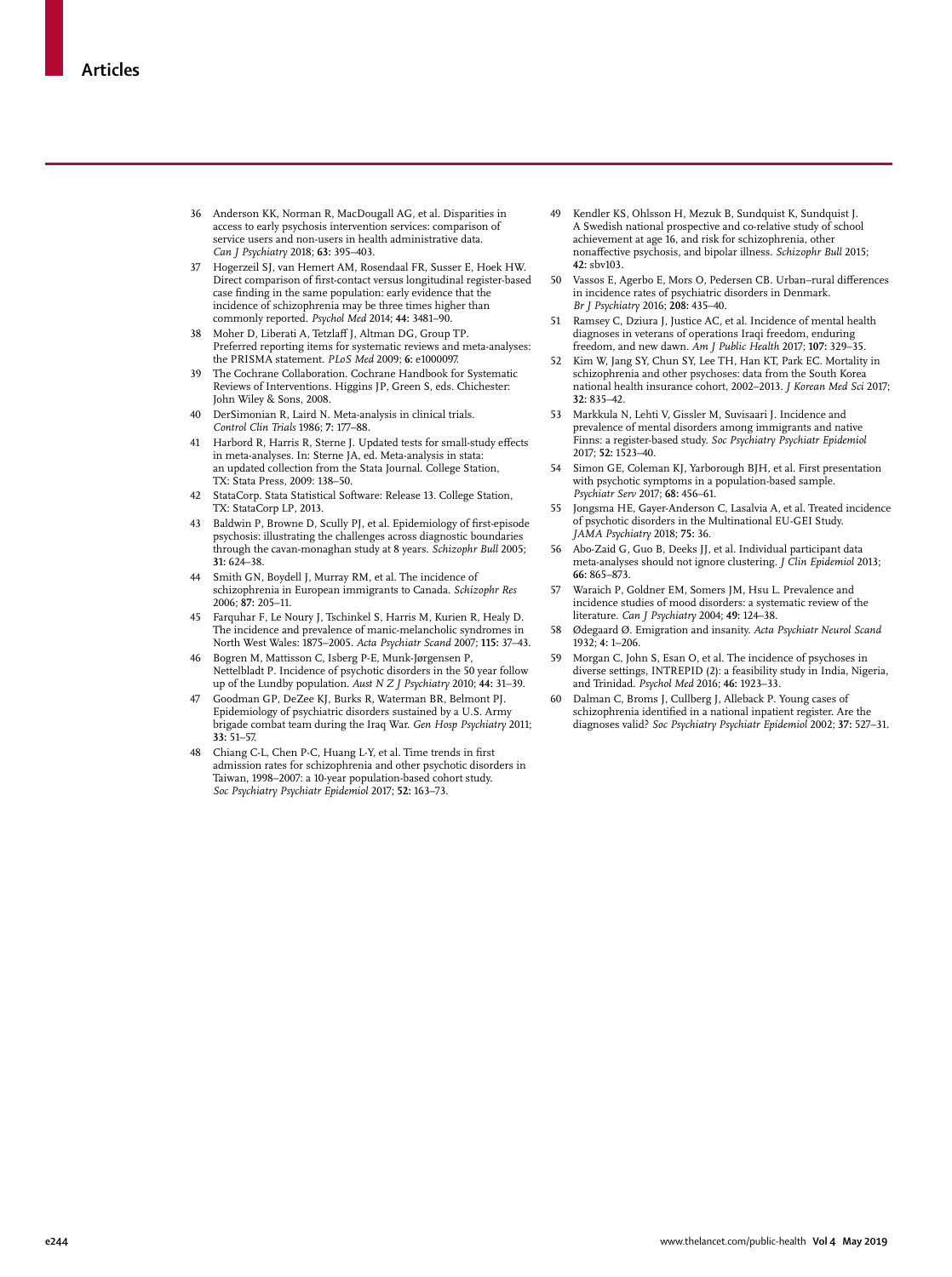36 Anderson KK, Norman R, MacDougall AG, et al. Disparities in access to early psychosis intervention services: comparison of service users and non-users in health administrative data. *Can J Psychiatry* 2018; **63:** 395–403.

37 Hogerzeil SJ, van Hemert AM, Rosendaal FR, Susser E, Hoek HW. Direct comparison of first-contact versus longitudinal register-based case finding in the same population: early evidence that the incidence of schizophrenia may be three times higher than commonly reported. *Psychol Med* 2014; **44:** 3481–90.

38 Moher D, Liberati A, Tetzlaff J, Altman DG, Group TP. Preferred reporting items for systematic reviews and meta-analyses: the PRISMA statement. *PLoS Med* 2009; **6:** e1000097.

39 The Cochrane Collaboration. Cochrane Handbook for Systematic Reviews of Interventions. Higgins JP, Green S, eds. Chichester: John Wiley & Sons, 2008.

40 DerSimonian R, Laird N. Meta-analysis in clinical trials. *Control Clin Trials* 1986; **7:** 177–88.

41 Harbord R, Harris R, Sterne J. Updated tests for small-study effects in meta-analyses. In: Sterne JA, ed. Meta-analysis in stata: an updated collection from the Stata Journal. College Station, TX: Stata Press, 2009: 138–50.

42 StataCorp. Stata Statistical Software: Release 13. College Station, TX: StataCorp LP, 2013.

43 Baldwin P, Browne D, Scully PJ, et al. Epidemiology of first-episode psychosis: illustrating the challenges across diagnostic boundaries through the cavan-monaghan study at 8 years. *Schizophr Bull* 2005; **31:** 624–38.

44 Smith GN, Boydell J, Murray RM, et al. The incidence of schizophrenia in European immigrants to Canada. *Schizophr Res* 2006; **87:** 205–11.

45 Farquhar F, Le Noury J, Tschinkel S, Harris M, Kurien R, Healy D. The incidence and prevalence of manic-melancholic syndromes in North West Wales: 1875–2005. *Acta Psychiatr Scand* 2007; **115:** 37–43.

46 Bogren M, Mattisson C, Isberg P-E, Munk-Jørgensen P, Nettelbladt P. Incidence of psychotic disorders in the 50 year follow up of the Lundby population. *Aust N Z J Psychiatry* 2010; **44:** 31–39.

47 Goodman GP, DeZee KJ, Burks R, Waterman BR, Belmont PJ. Epidemiology of psychiatric disorders sustained by a U.S. Army brigade combat team during the Iraq War. *Gen Hosp Psychiatry* 2011; **33:** 51–57.

48 Chiang C-L, Chen P-C, Huang L-Y, et al. Time trends in first admission rates for schizophrenia and other psychotic disorders in Taiwan, 1998–2007: a 10-year population-based cohort study. *Soc Psychiatry Psychiatr Epidemiol* 2017; **52:** 163–73.

49 Kendler KS, Ohlsson H, Mezuk B, Sundquist K, Sundquist J. A Swedish national prospective and co-relative study of school achievement at age 16, and risk for schizophrenia, other nonaffective psychosis, and bipolar illness. *Schizophr Bull* 2015; **42:** sbv103.

50 Vassos E, Agerbo E, Mors O, Pedersen CB. Urban–rural differences in incidence rates of psychiatric disorders in Denmark. *Br J Psychiatry* 2016; **208:** 435–40.

51 Ramsey C, Dziura J, Justice AC, et al. Incidence of mental health diagnoses in veterans of operations Iraqi freedom, enduring freedom, and new dawn. *Am J Public Health* 2017; **107:** 329–35.

52 Kim W, Jang SY, Chun SY, Lee TH, Han KT, Park EC. Mortality in schizophrenia and other psychoses: data from the South Korea national health insurance cohort, 2002–2013. *J Korean Med Sci* 2017; **32:** 835–42.

53 Markkula N, Lehti V, Gissler M, Suvisaari J. Incidence and prevalence of mental disorders among immigrants and native Finns: a register-based study. *Soc Psychiatry Psychiatr Epidemiol* 2017; **52:** 1523–40.

54 Simon GE, Coleman KJ, Yarborough BJH, et al. First presentation with psychotic symptoms in a population-based sample. *Psychiatr Serv* 2017; **68:** 456–61.

55 Jongsma HE, Gayer-Anderson C, Lasalvia A, et al. Treated incidence of psychotic disorders in the Multinational EU-GEI Study. *JAMA Psychiatry* 2018; **75:** 36.

56 Abo-Zaid G, Guo B, Deeks JJ, et al. Individual participant data meta-analyses should not ignore clustering. *J Clin Epidemiol* 2013; **66:** 865–873.

57 Waraich P, Goldner EM, Somers JM, Hsu L. Prevalence and incidence studies of mood disorders: a systematic review of the literature. *Can J Psychiatry* 2004; **49:** 124–38.

58 Ødegaard Ø. Emigration and insanity. *Acta Psychiatr Neurol Scand* 1932; **4:** 1–206.

59 Morgan C, John S, Esan O, et al. The incidence of psychoses in diverse settings, INTREPID (2): a feasibility study in India, Nigeria, and Trinidad. *Psychol Med* 2016; **46:** 1923–33.

60 Dalman C, Broms J, Cullberg J, Alleback P. Young cases of schizophrenia identified in a national inpatient register. Are the diagnoses valid? *Soc Psychiatry Psychiatr Epidemiol* 2002; **37:** 527–31.